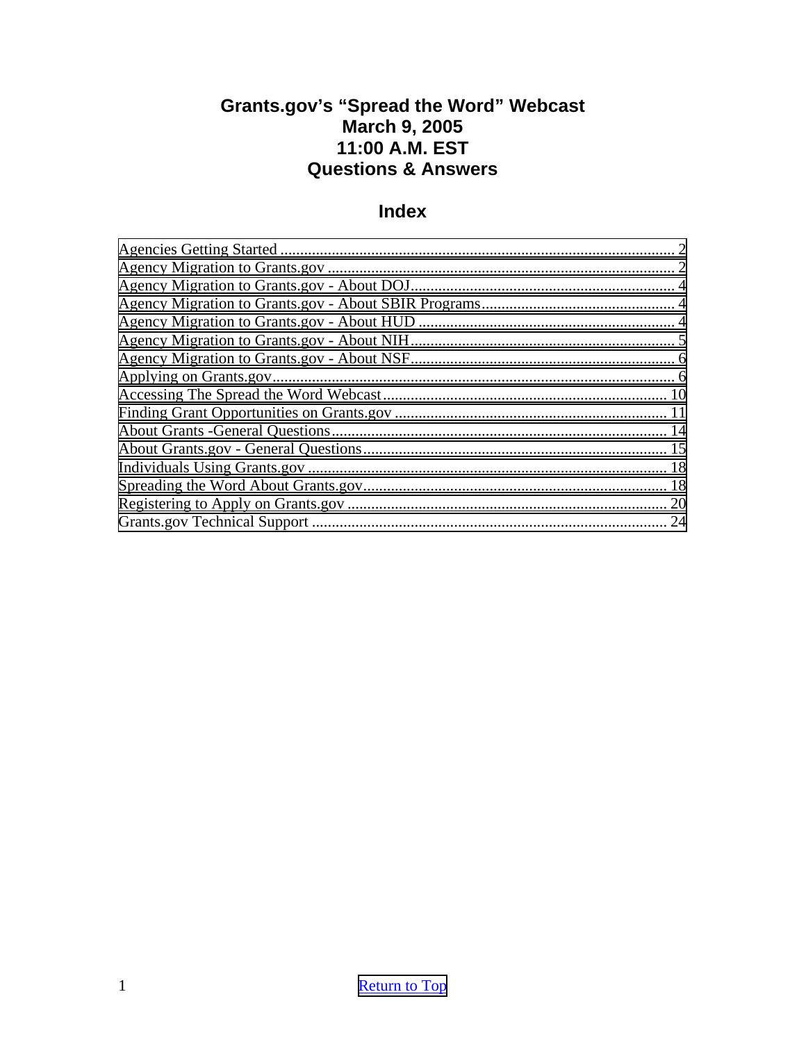# Grants.gov's "Spread the Word" Webcast
# March 9, 2005
# 11:00 A.M. EST
# Questions & Answers

## Index

| | |
|---|---|
| Agencies Getting Started | 2 |
| Agency Migration to Grants.gov | 2 |
| Agency Migration to Grants.gov - About DOJ | 4 |
| Agency Migration to Grants.gov - About SBIR Programs | 4 |
| Agency Migration to Grants.gov - About HUD | 4 |
| Agency Migration to Grants.gov - About NIH | 5 |
| Agency Migration to Grants.gov - About NSF | 6 |
| Applying on Grants.gov | 6 |
| Accessing The Spread the Word Webcast | 10 |
| Finding Grant Opportunities on Grants.gov | 11 |
| About Grants -General Questions | 14 |
| About Grants.gov - General Questions | 15 |
| Individuals Using Grants.gov | 18 |
| Spreading the Word About Grants.gov | 18 |
| Registering to Apply on Grants.gov | 20 |
| Grants.gov Technical Support | 24 |

Return to Top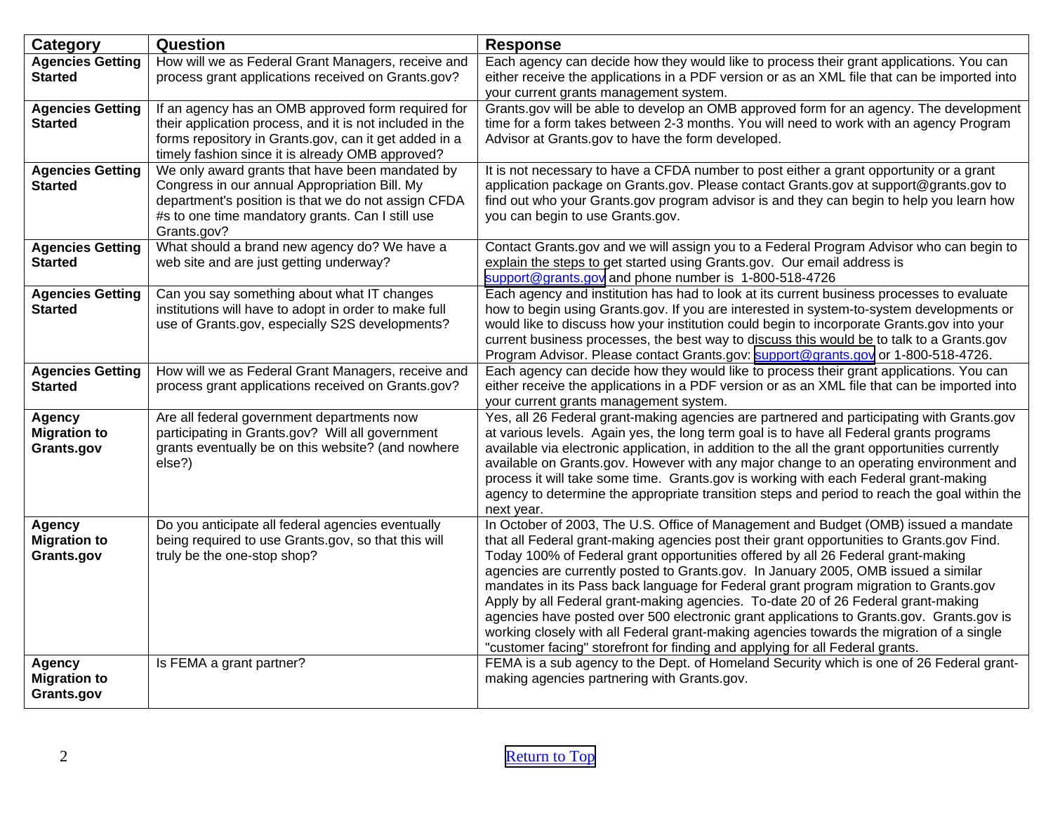| Category | Question | Response |
| --- | --- | --- |
| **Agencies Getting Started** | How will we as Federal Grant Managers, receive and process grant applications received on Grants.gov? | Each agency can decide how they would like to process their grant applications. You can either receive the applications in a PDF version or as an XML file that can be imported into your current grants management system. |
| **Agencies Getting Started** | If an agency has an OMB approved form required for their application process, and it is not included in the forms repository in Grants.gov, can it get added in a timely fashion since it is already OMB approved? | Grants.gov will be able to develop an OMB approved form for an agency. The development time for a form takes between 2-3 months. You will need to work with an agency Program Advisor at Grants.gov to have the form developed. |
| **Agencies Getting Started** | We only award grants that have been mandated by Congress in our annual Appropriation Bill. My department's position is that we do not assign CFDA #s to one time mandatory grants. Can I still use Grants.gov? | It is not necessary to have a CFDA number to post either a grant opportunity or a grant application package on Grants.gov. Please contact Grants.gov at support@grants.gov to find out who your Grants.gov program advisor is and they can begin to help you learn how you can begin to use Grants.gov. |
| **Agencies Getting Started** | What should a brand new agency do? We have a web site and are just getting underway? | Contact Grants.gov and we will assign you to a Federal Program Advisor who can begin to explain the steps to get started using Grants.gov. Our email address is support@grants.gov and phone number is 1-800-518-4726 |
| **Agencies Getting Started** | Can you say something about what IT changes institutions will have to adopt in order to make full use of Grants.gov, especially S2S developments? | Each agency and institution has had to look at its current business processes to evaluate how to begin using Grants.gov. If you are interested in system-to-system developments or would like to discuss how your institution could begin to incorporate Grants.gov into your current business processes, the best way to discuss this would be to talk to a Grants.gov Program Advisor. Please contact Grants.gov: support@grants.gov or 1-800-518-4726. |
| **Agencies Getting Started** | How will we as Federal Grant Managers, receive and process grant applications received on Grants.gov? | Each agency can decide how they would like to process their grant applications. You can either receive the applications in a PDF version or as an XML file that can be imported into your current grants management system. |
| **Agency Migration to Grants.gov** | Are all federal government departments now participating in Grants.gov? Will all government grants eventually be on this website? (and nowhere else?) | Yes, all 26 Federal grant-making agencies are partnered and participating with Grants.gov at various levels. Again yes, the long term goal is to have all Federal grants programs available via electronic application, in addition to the all the grant opportunities currently available on Grants.gov. However with any major change to an operating environment and process it will take some time. Grants.gov is working with each Federal grant-making agency to determine the appropriate transition steps and period to reach the goal within the next year. |
| **Agency Migration to Grants.gov** | Do you anticipate all federal agencies eventually being required to use Grants.gov, so that this will truly be the one-stop shop? | In October of 2003, The U.S. Office of Management and Budget (OMB) issued a mandate that all Federal grant-making agencies post their grant opportunities to Grants.gov Find. Today 100% of Federal grant opportunities offered by all 26 Federal grant-making agencies are currently posted to Grants.gov. In January 2005, OMB issued a similar mandates in its Pass back language for Federal grant program migration to Grants.gov Apply by all Federal grant-making agencies. To-date 20 of 26 Federal grant-making agencies have posted over 500 electronic grant applications to Grants.gov. Grants.gov is working closely with all Federal grant-making agencies towards the migration of a single "customer facing" storefront for finding and applying for all Federal grants. |
| **Agency Migration to Grants.gov** | Is FEMA a grant partner? | FEMA is a sub agency to the Dept. of Homeland Security which is one of 26 Federal grant-making agencies partnering with Grants.gov. |

Return to Top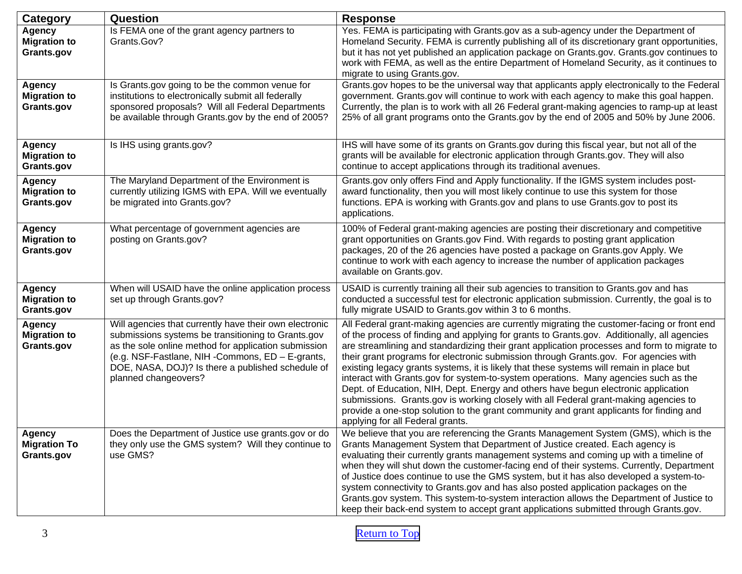| Category | Question | Response |
|---|---|---|
| **Agency Migration to Grants.gov** | Is FEMA one of the grant agency partners to Grants.Gov? | Yes. FEMA is participating with Grants.gov as a sub-agency under the Department of Homeland Security. FEMA is currently publishing all of its discretionary grant opportunities, but it has not yet published an application package on Grants.gov. Grants.gov continues to work with FEMA, as well as the entire Department of Homeland Security, as it continues to migrate to using Grants.gov. |
| **Agency Migration to Grants.gov** | Is Grants.gov going to be the common venue for institutions to electronically submit all federally sponsored proposals? Will all Federal Departments be available through Grants.gov by the end of 2005? | Grants.gov hopes to be the universal way that applicants apply electronically to the Federal government. Grants.gov will continue to work with each agency to make this goal happen. Currently, the plan is to work with all 26 Federal grant-making agencies to ramp-up at least 25% of all grant programs onto the Grants.gov by the end of 2005 and 50% by June 2006. |
| **Agency Migration to Grants.gov** | Is IHS using grants.gov? | IHS will have some of its grants on Grants.gov during this fiscal year, but not all of the grants will be available for electronic application through Grants.gov. They will also continue to accept applications through its traditional avenues. |
| **Agency Migration to Grants.gov** | The Maryland Department of the Environment is currently utilizing IGMS with EPA. Will we eventually be migrated into Grants.gov? | Grants.gov only offers Find and Apply functionality. If the IGMS system includes post-award functionality, then you will most likely continue to use this system for those functions. EPA is working with Grants.gov and plans to use Grants.gov to post its applications. |
| **Agency Migration to Grants.gov** | What percentage of government agencies are posting on Grants.gov? | 100% of Federal grant-making agencies are posting their discretionary and competitive grant opportunities on Grants.gov Find. With regards to posting grant application packages, 20 of the 26 agencies have posted a package on Grants.gov Apply. We continue to work with each agency to increase the number of application packages available on Grants.gov. |
| **Agency Migration to Grants.gov** | When will USAID have the online application process set up through Grants.gov? | USAID is currently training all their sub agencies to transition to Grants.gov and has conducted a successful test for electronic application submission. Currently, the goal is to fully migrate USAID to Grants.gov within 3 to 6 months. |
| **Agency Migration to Grants.gov** | Will agencies that currently have their own electronic submissions systems be transitioning to Grants.gov as the sole online method for application submission (e.g. NSF-Fastlane, NIH -Commons, ED – E-grants, DOE, NASA, DOJ)? Is there a published schedule of planned changeovers? | All Federal grant-making agencies are currently migrating the customer-facing or front end of the process of finding and applying for grants to Grants.gov. Additionally, all agencies are streamlining and standardizing their grant application processes and form to migrate to their grant programs for electronic submission through Grants.gov. For agencies with existing legacy grants systems, it is likely that these systems will remain in place but interact with Grants.gov for system-to-system operations. Many agencies such as the Dept. of Education, NIH, Dept. Energy and others have begun electronic application submissions. Grants.gov is working closely with all Federal grant-making agencies to provide a one-stop solution to the grant community and grant applicants for finding and applying for all Federal grants. |
| **Agency Migration To Grants.gov** | Does the Department of Justice use grants.gov or do they only use the GMS system? Will they continue to use GMS? | We believe that you are referencing the Grants Management System (GMS), which is the Grants Management System that Department of Justice created. Each agency is evaluating their currently grants management systems and coming up with a timeline of when they will shut down the customer-facing end of their systems. Currently, Department of Justice does continue to use the GMS system, but it has also developed a system-to-system connectivity to Grants.gov and has also posted application packages on the Grants.gov system. This system-to-system interaction allows the Department of Justice to keep their back-end system to accept grant applications submitted through Grants.gov. |

Return to Top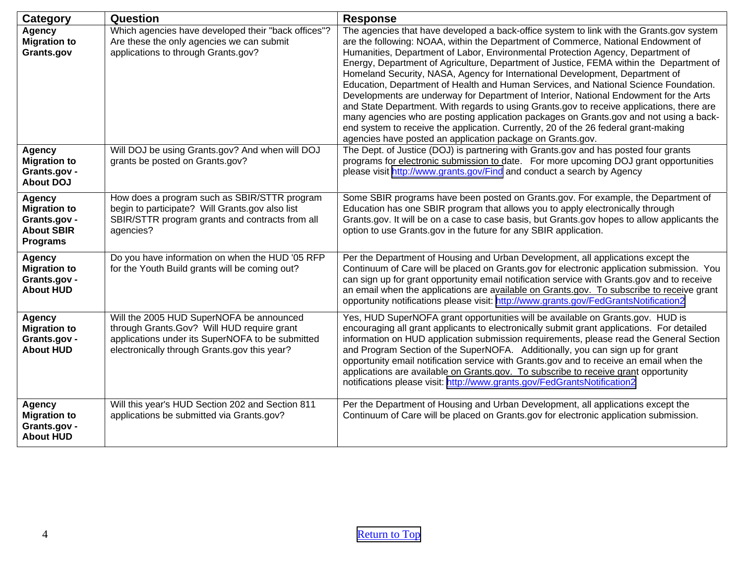| Category | Question | Response |
| --- | --- | --- |
| **Agency Migration to Grants.gov** | Which agencies have developed their "back offices"? Are these the only agencies we can submit applications to through Grants.gov? | The agencies that have developed a back-office system to link with the Grants.gov system are the following: NOAA, within the Department of Commerce, National Endowment of Humanities, Department of Labor, Environmental Protection Agency, Department of Energy, Department of Agriculture, Department of Justice, FEMA within the Department of Homeland Security, NASA, Agency for International Development, Department of Education, Department of Health and Human Services, and National Science Foundation. Developments are underway for Department of Interior, National Endowment for the Arts and State Department. With regards to using Grants.gov to receive applications, there are many agencies who are posting application packages on Grants.gov and not using a back-end system to receive the application. Currently, 20 of the 26 federal grant-making agencies have posted an application package on Grants.gov. |
| **Agency Migration to Grants.gov - About DOJ** | Will DOJ be using Grants.gov? And when will DOJ grants be posted on Grants.gov? | The Dept. of Justice (DOJ) is partnering with Grants.gov and has posted four grants programs for electronic submission to date. For more upcoming DOJ grant opportunities please visit http://www.grants.gov/Find and conduct a search by Agency |
| **Agency Migration to Grants.gov - About SBIR Programs** | How does a program such as SBIR/STTR program begin to participate? Will Grants.gov also list SBIR/STTR program grants and contracts from all agencies? | Some SBIR programs have been posted on Grants.gov. For example, the Department of Education has one SBIR program that allows you to apply electronically through Grants.gov. It will be on a case to case basis, but Grants.gov hopes to allow applicants the option to use Grants.gov in the future for any SBIR application. |
| **Agency Migration to Grants.gov - About HUD** | Do you have information on when the HUD '05 RFP for the Youth Build grants will be coming out? | Per the Department of Housing and Urban Development, all applications except the Continuum of Care will be placed on Grants.gov for electronic application submission. You can sign up for grant opportunity email notification service with Grants.gov and to receive an email when the applications are available on Grants.gov. To subscribe to receive grant opportunity notifications please visit: http://www.grants.gov/FedGrantsNotification2 |
| **Agency Migration to Grants.gov - About HUD** | Will the 2005 HUD SuperNOFA be announced through Grants.Gov? Will HUD require grant applications under its SuperNOFA to be submitted electronically through Grants.gov this year? | Yes, HUD SuperNOFA grant opportunities will be available on Grants.gov. HUD is encouraging all grant applicants to electronically submit grant applications. For detailed information on HUD application submission requirements, please read the General Section and Program Section of the SuperNOFA. Additionally, you can sign up for grant opportunity email notification service with Grants.gov and to receive an email when the applications are available on Grants.gov. To subscribe to receive grant opportunity notifications please visit: http://www.grants.gov/FedGrantsNotification2 |
| **Agency Migration to Grants.gov - About HUD** | Will this year's HUD Section 202 and Section 811 applications be submitted via Grants.gov? | Per the Department of Housing and Urban Development, all applications except the Continuum of Care will be placed on Grants.gov for electronic application submission. |

Return to Top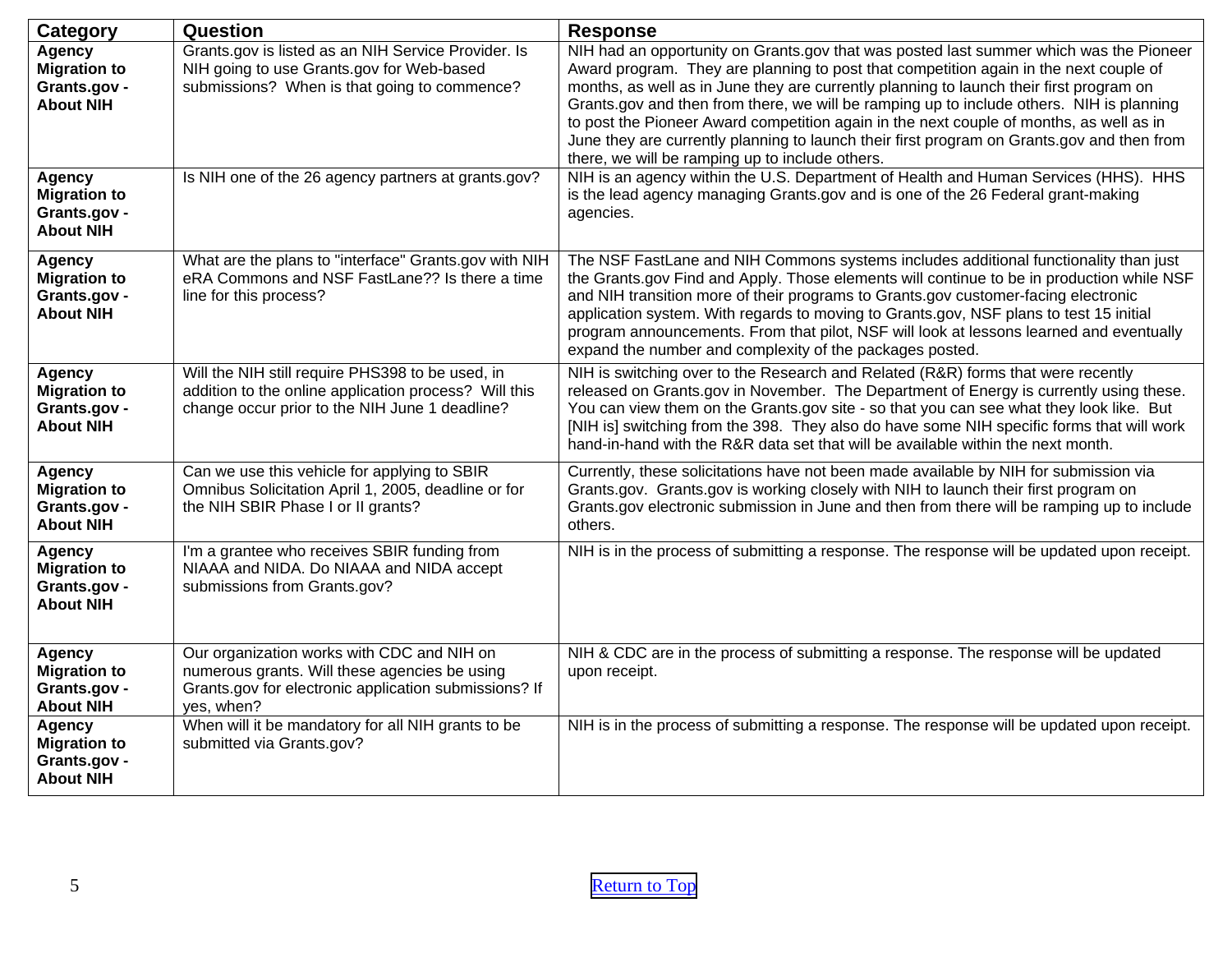| Category | Question | Response |
|---|---|---|
| **Agency Migration to Grants.gov - About NIH** | Grants.gov is listed as an NIH Service Provider. Is NIH going to use Grants.gov for Web-based submissions? When is that going to commence? | NIH had an opportunity on Grants.gov that was posted last summer which was the Pioneer Award program. They are planning to post that competition again in the next couple of months, as well as in June they are currently planning to launch their first program on Grants.gov and then from there, we will be ramping up to include others. NIH is planning to post the Pioneer Award competition again in the next couple of months, as well as in June they are currently planning to launch their first program on Grants.gov and then from there, we will be ramping up to include others. |
| **Agency Migration to Grants.gov - About NIH** | Is NIH one of the 26 agency partners at grants.gov? | NIH is an agency within the U.S. Department of Health and Human Services (HHS). HHS is the lead agency managing Grants.gov and is one of the 26 Federal grant-making agencies. |
| **Agency Migration to Grants.gov - About NIH** | What are the plans to "interface" Grants.gov with NIH eRA Commons and NSF FastLane?? Is there a time line for this process? | The NSF FastLane and NIH Commons systems includes additional functionality than just the Grants.gov Find and Apply. Those elements will continue to be in production while NSF and NIH transition more of their programs to Grants.gov customer-facing electronic application system. With regards to moving to Grants.gov, NSF plans to test 15 initial program announcements. From that pilot, NSF will look at lessons learned and eventually expand the number and complexity of the packages posted. |
| **Agency Migration to Grants.gov - About NIH** | Will the NIH still require PHS398 to be used, in addition to the online application process? Will this change occur prior to the NIH June 1 deadline? | NIH is switching over to the Research and Related (R&R) forms that were recently released on Grants.gov in November. The Department of Energy is currently using these. You can view them on the Grants.gov site - so that you can see what they look like. But [NIH is] switching from the 398. They also do have some NIH specific forms that will work hand-in-hand with the R&R data set that will be available within the next month. |
| **Agency Migration to Grants.gov - About NIH** | Can we use this vehicle for applying to SBIR Omnibus Solicitation April 1, 2005, deadline or for the NIH SBIR Phase I or II grants? | Currently, these solicitations have not been made available by NIH for submission via Grants.gov. Grants.gov is working closely with NIH to launch their first program on Grants.gov electronic submission in June and then from there will be ramping up to include others. |
| **Agency Migration to Grants.gov - About NIH** | I'm a grantee who receives SBIR funding from NIAAA and NIDA. Do NIAAA and NIDA accept submissions from Grants.gov? | NIH is in the process of submitting a response. The response will be updated upon receipt. |
| **Agency Migration to Grants.gov - About NIH** | Our organization works with CDC and NIH on numerous grants. Will these agencies be using Grants.gov for electronic application submissions? If yes, when? | NIH & CDC are in the process of submitting a response. The response will be updated upon receipt. |
| **Agency Migration to Grants.gov - About NIH** | When will it be mandatory for all NIH grants to be submitted via Grants.gov? | NIH is in the process of submitting a response. The response will be updated upon receipt. |

Return to Top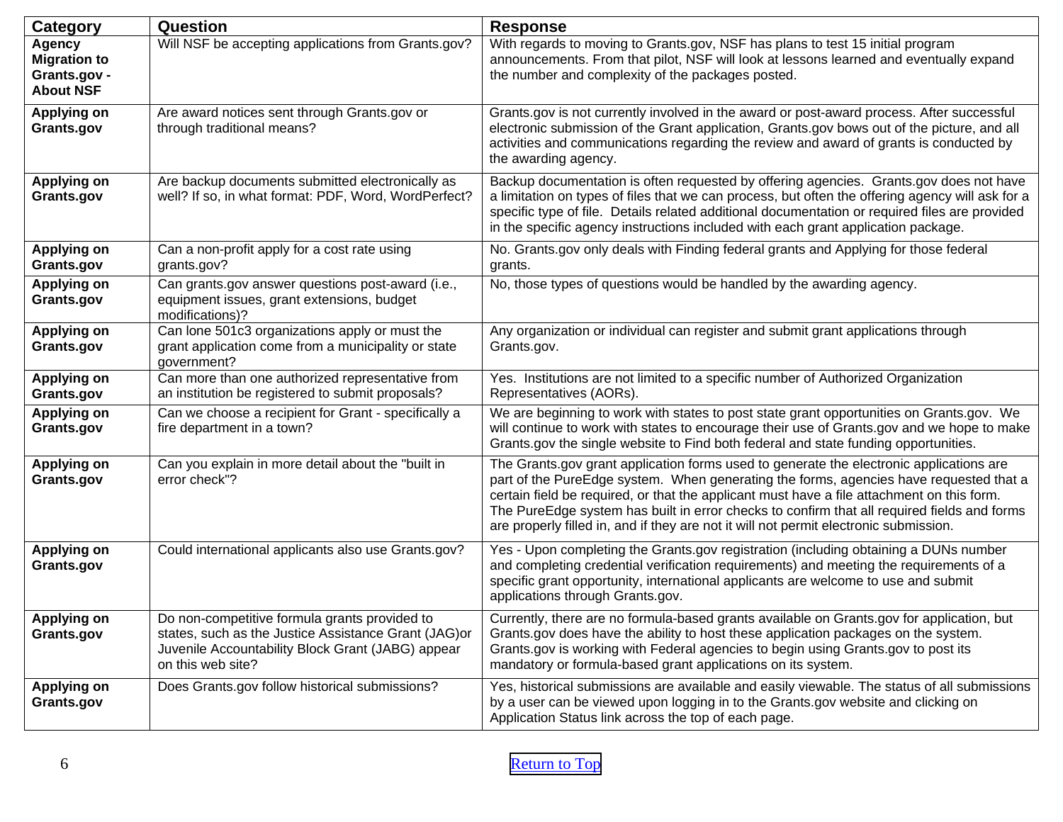| Category | Question | Response |
|---|---|---|
| **Agency Migration to Grants.gov - About NSF** | Will NSF be accepting applications from Grants.gov? | With regards to moving to Grants.gov, NSF has plans to test 15 initial program announcements. From that pilot, NSF will look at lessons learned and eventually expand the number and complexity of the packages posted. |
| **Applying on Grants.gov** | Are award notices sent through Grants.gov or through traditional means? | Grants.gov is not currently involved in the award or post-award process. After successful electronic submission of the Grant application, Grants.gov bows out of the picture, and all activities and communications regarding the review and award of grants is conducted by the awarding agency. |
| **Applying on Grants.gov** | Are backup documents submitted electronically as well? If so, in what format: PDF, Word, WordPerfect? | Backup documentation is often requested by offering agencies. Grants.gov does not have a limitation on types of files that we can process, but often the offering agency will ask for a specific type of file. Details related additional documentation or required files are provided in the specific agency instructions included with each grant application package. |
| **Applying on Grants.gov** | Can a non-profit apply for a cost rate using grants.gov? | No. Grants.gov only deals with Finding federal grants and Applying for those federal grants. |
| **Applying on Grants.gov** | Can grants.gov answer questions post-award (i.e., equipment issues, grant extensions, budget modifications)? | No, those types of questions would be handled by the awarding agency. |
| **Applying on Grants.gov** | Can lone 501c3 organizations apply or must the grant application come from a municipality or state government? | Any organization or individual can register and submit grant applications through Grants.gov. |
| **Applying on Grants.gov** | Can more than one authorized representative from an institution be registered to submit proposals? | Yes. Institutions are not limited to a specific number of Authorized Organization Representatives (AORs). |
| **Applying on Grants.gov** | Can we choose a recipient for Grant - specifically a fire department in a town? | We are beginning to work with states to post state grant opportunities on Grants.gov. We will continue to work with states to encourage their use of Grants.gov and we hope to make Grants.gov the single website to Find both federal and state funding opportunities. |
| **Applying on Grants.gov** | Can you explain in more detail about the "built in error check"? | The Grants.gov grant application forms used to generate the electronic applications are part of the PureEdge system. When generating the forms, agencies have requested that a certain field be required, or that the applicant must have a file attachment on this form. The PureEdge system has built in error checks to confirm that all required fields and forms are properly filled in, and if they are not it will not permit electronic submission. |
| **Applying on Grants.gov** | Could international applicants also use Grants.gov? | Yes - Upon completing the Grants.gov registration (including obtaining a DUNs number and completing credential verification requirements) and meeting the requirements of a specific grant opportunity, international applicants are welcome to use and submit applications through Grants.gov. |
| **Applying on Grants.gov** | Do non-competitive formula grants provided to states, such as the Justice Assistance Grant (JAG)or Juvenile Accountability Block Grant (JABG) appear on this web site? | Currently, there are no formula-based grants available on Grants.gov for application, but Grants.gov does have the ability to host these application packages on the system. Grants.gov is working with Federal agencies to begin using Grants.gov to post its mandatory or formula-based grant applications on its system. |
| **Applying on Grants.gov** | Does Grants.gov follow historical submissions? | Yes, historical submissions are available and easily viewable. The status of all submissions by a user can be viewed upon logging in to the Grants.gov website and clicking on Application Status link across the top of each page. |

Return to Top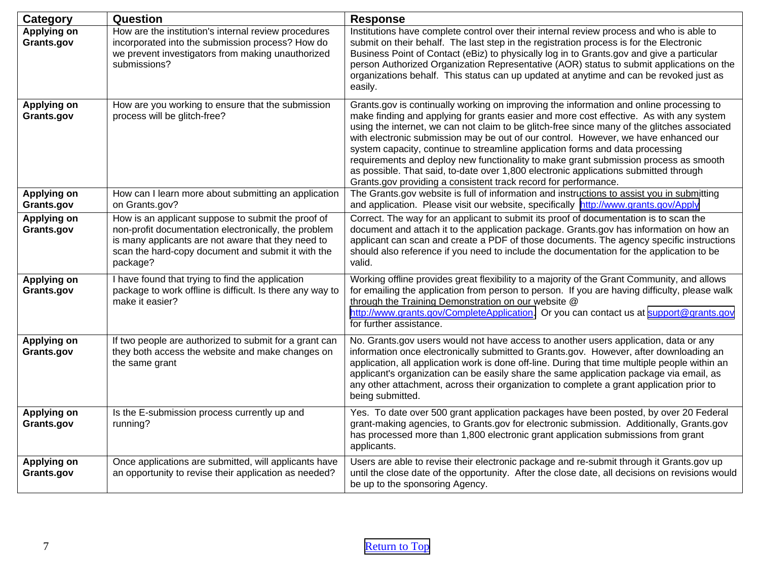| Category | Question | Response |
|---|---|---|
| **Applying on Grants.gov** | How are the institution's internal review procedures incorporated into the submission process? How do we prevent investigators from making unauthorized submissions? | Institutions have complete control over their internal review process and who is able to submit on their behalf. The last step in the registration process is for the Electronic Business Point of Contact (eBiz) to physically log in to Grants.gov and give a particular person Authorized Organization Representative (AOR) status to submit applications on the organizations behalf. This status can up updated at anytime and can be revoked just as easily. |
| **Applying on Grants.gov** | How are you working to ensure that the submission process will be glitch-free? | Grants.gov is continually working on improving the information and online processing to make finding and applying for grants easier and more cost effective. As with any system using the internet, we can not claim to be glitch-free since many of the glitches associated with electronic submission may be out of our control. However, we have enhanced our system capacity, continue to streamline application forms and data processing requirements and deploy new functionality to make grant submission process as smooth as possible. That said, to-date over 1,800 electronic applications submitted through Grants.gov providing a consistent track record for performance. |
| **Applying on Grants.gov** | How can I learn more about submitting an application on Grants.gov? | The Grants.gov website is full of information and instructions to assist you in submitting and application. Please visit our website, specifically http://www.grants.gov/Apply |
| **Applying on Grants.gov** | How is an applicant suppose to submit the proof of non-profit documentation electronically, the problem is many applicants are not aware that they need to scan the hard-copy document and submit it with the package? | Correct. The way for an applicant to submit its proof of documentation is to scan the document and attach it to the application package. Grants.gov has information on how an applicant can scan and create a PDF of those documents. The agency specific instructions should also reference if you need to include the documentation for the application to be valid. |
| **Applying on Grants.gov** | I have found that trying to find the application package to work offline is difficult. Is there any way to make it easier? | Working offline provides great flexibility to a majority of the Grant Community, and allows for emailing the application from person to person. If you are having difficulty, please walk through the Training Demonstration on our website @ http://www.grants.gov/CompleteApplication. Or you can contact us at support@grants.gov for further assistance. |
| **Applying on Grants.gov** | If two people are authorized to submit for a grant can they both access the website and make changes on the same grant | No. Grants.gov users would not have access to another users application, data or any information once electronically submitted to Grants.gov. However, after downloading an application, all application work is done off-line. During that time multiple people within an applicant's organization can be easily share the same application package via email, as any other attachment, across their organization to complete a grant application prior to being submitted. |
| **Applying on Grants.gov** | Is the E-submission process currently up and running? | Yes. To date over 500 grant application packages have been posted, by over 20 Federal grant-making agencies, to Grants.gov for electronic submission. Additionally, Grants.gov has processed more than 1,800 electronic grant application submissions from grant applicants. |
| **Applying on Grants.gov** | Once applications are submitted, will applicants have an opportunity to revise their application as needed? | Users are able to revise their electronic package and re-submit through it Grants.gov up until the close date of the opportunity. After the close date, all decisions on revisions would be up to the sponsoring Agency. |

Return to Top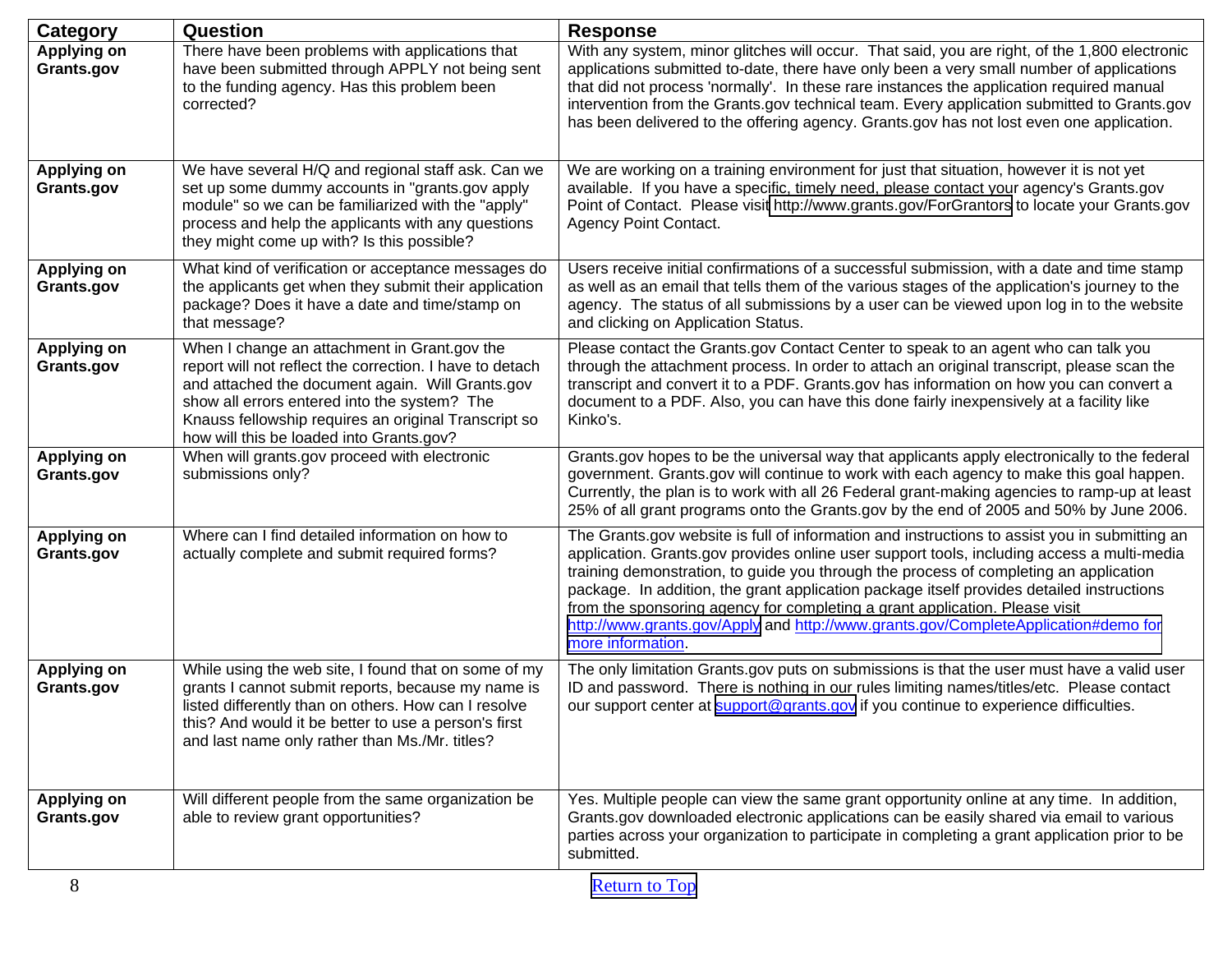| Category | Question | Response |
|---|---|---|
| **Applying on Grants.gov** | There have been problems with applications that have been submitted through APPLY not being sent to the funding agency. Has this problem been corrected? | With any system, minor glitches will occur. That said, you are right, of the 1,800 electronic applications submitted to-date, there have only been a very small number of applications that did not process 'normally'. In these rare instances the application required manual intervention from the Grants.gov technical team. Every application submitted to Grants.gov has been delivered to the offering agency. Grants.gov has not lost even one application. |
| **Applying on Grants.gov** | We have several H/Q and regional staff ask. Can we set up some dummy accounts in "grants.gov apply module" so we can be familiarized with the "apply" process and help the applicants with any questions they might come up with? Is this possible? | We are working on a training environment for just that situation, however it is not yet available. If you have a specific, timely need, please contact your agency's Grants.gov Point of Contact. Please visit http://www.grants.gov/ForGrantors to locate your Grants.gov Agency Point Contact. |
| **Applying on Grants.gov** | What kind of verification or acceptance messages do the applicants get when they submit their application package? Does it have a date and time/stamp on that message? | Users receive initial confirmations of a successful submission, with a date and time stamp as well as an email that tells them of the various stages of the application's journey to the agency. The status of all submissions by a user can be viewed upon log in to the website and clicking on Application Status. |
| **Applying on Grants.gov** | When I change an attachment in Grant.gov the report will not reflect the correction. I have to detach and attached the document again. Will Grants.gov show all errors entered into the system? The Knauss fellowship requires an original Transcript so how will this be loaded into Grants.gov? | Please contact the Grants.gov Contact Center to speak to an agent who can talk you through the attachment process. In order to attach an original transcript, please scan the transcript and convert it to a PDF. Grants.gov has information on how you can convert a document to a PDF. Also, you can have this done fairly inexpensively at a facility like Kinko's. |
| **Applying on Grants.gov** | When will grants.gov proceed with electronic submissions only? | Grants.gov hopes to be the universal way that applicants apply electronically to the federal government. Grants.gov will continue to work with each agency to make this goal happen. Currently, the plan is to work with all 26 Federal grant-making agencies to ramp-up at least 25% of all grant programs onto the Grants.gov by the end of 2005 and 50% by June 2006. |
| **Applying on Grants.gov** | Where can I find detailed information on how to actually complete and submit required forms? | The Grants.gov website is full of information and instructions to assist you in submitting an application. Grants.gov provides online user support tools, including access a multi-media training demonstration, to guide you through the process of completing an application package. In addition, the grant application package itself provides detailed instructions from the sponsoring agency for completing a grant application. Please visit http://www.grants.gov/Apply and http://www.grants.gov/CompleteApplication#demo for more information. |
| **Applying on Grants.gov** | While using the web site, I found that on some of my grants I cannot submit reports, because my name is listed differently than on others. How can I resolve this? And would it be better to use a person's first and last name only rather than Ms./Mr. titles? | The only limitation Grants.gov puts on submissions is that the user must have a valid user ID and password. There is nothing in our rules limiting names/titles/etc. Please contact our support center at support@grants.gov if you continue to experience difficulties. |
| **Applying on Grants.gov** | Will different people from the same organization be able to review grant opportunities? | Yes. Multiple people can view the same grant opportunity online at any time. In addition, Grants.gov downloaded electronic applications can be easily shared via email to various parties across your organization to participate in completing a grant application prior to be submitted. |

Return to Top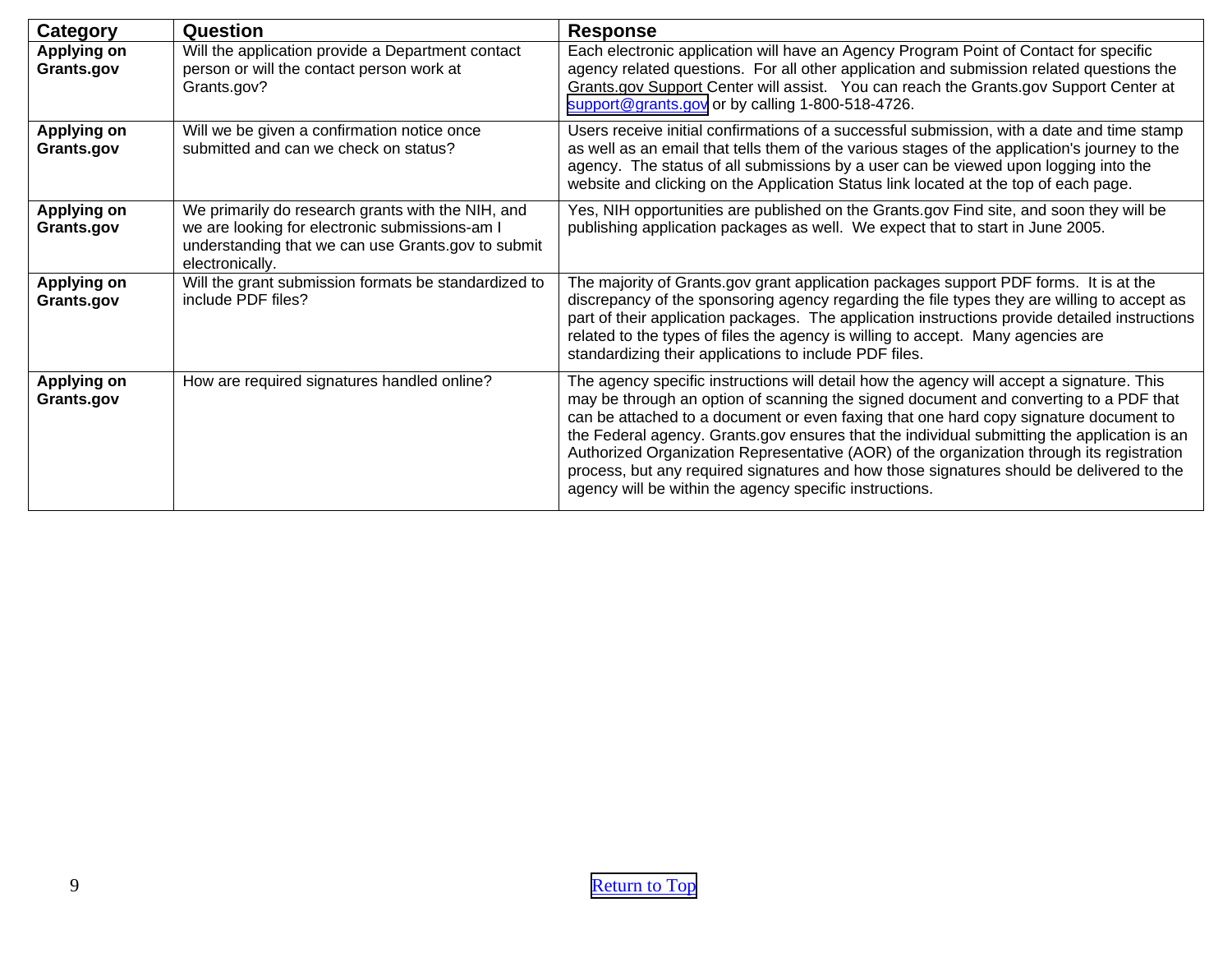| Category | Question | Response |
|---|---|---|
| **Applying on Grants.gov** | Will the application provide a Department contact person or will the contact person work at Grants.gov? | Each electronic application will have an Agency Program Point of Contact for specific agency related questions. For all other application and submission related questions the Grants.gov Support Center will assist. You can reach the Grants.gov Support Center at support@grants.gov or by calling 1-800-518-4726. |
| **Applying on Grants.gov** | Will we be given a confirmation notice once submitted and can we check on status? | Users receive initial confirmations of a successful submission, with a date and time stamp as well as an email that tells them of the various stages of the application's journey to the agency. The status of all submissions by a user can be viewed upon logging into the website and clicking on the Application Status link located at the top of each page. |
| **Applying on Grants.gov** | We primarily do research grants with the NIH, and we are looking for electronic submissions-am I understanding that we can use Grants.gov to submit electronically. | Yes, NIH opportunities are published on the Grants.gov Find site, and soon they will be publishing application packages as well. We expect that to start in June 2005. |
| **Applying on Grants.gov** | Will the grant submission formats be standardized to include PDF files? | The majority of Grants.gov grant application packages support PDF forms. It is at the discrepancy of the sponsoring agency regarding the file types they are willing to accept as part of their application packages. The application instructions provide detailed instructions related to the types of files the agency is willing to accept. Many agencies are standardizing their applications to include PDF files. |
| **Applying on Grants.gov** | How are required signatures handled online? | The agency specific instructions will detail how the agency will accept a signature. This may be through an option of scanning the signed document and converting to a PDF that can be attached to a document or even faxing that one hard copy signature document to the Federal agency. Grants.gov ensures that the individual submitting the application is an Authorized Organization Representative (AOR) of the organization through its registration process, but any required signatures and how those signatures should be delivered to the agency will be within the agency specific instructions. |

Return to Top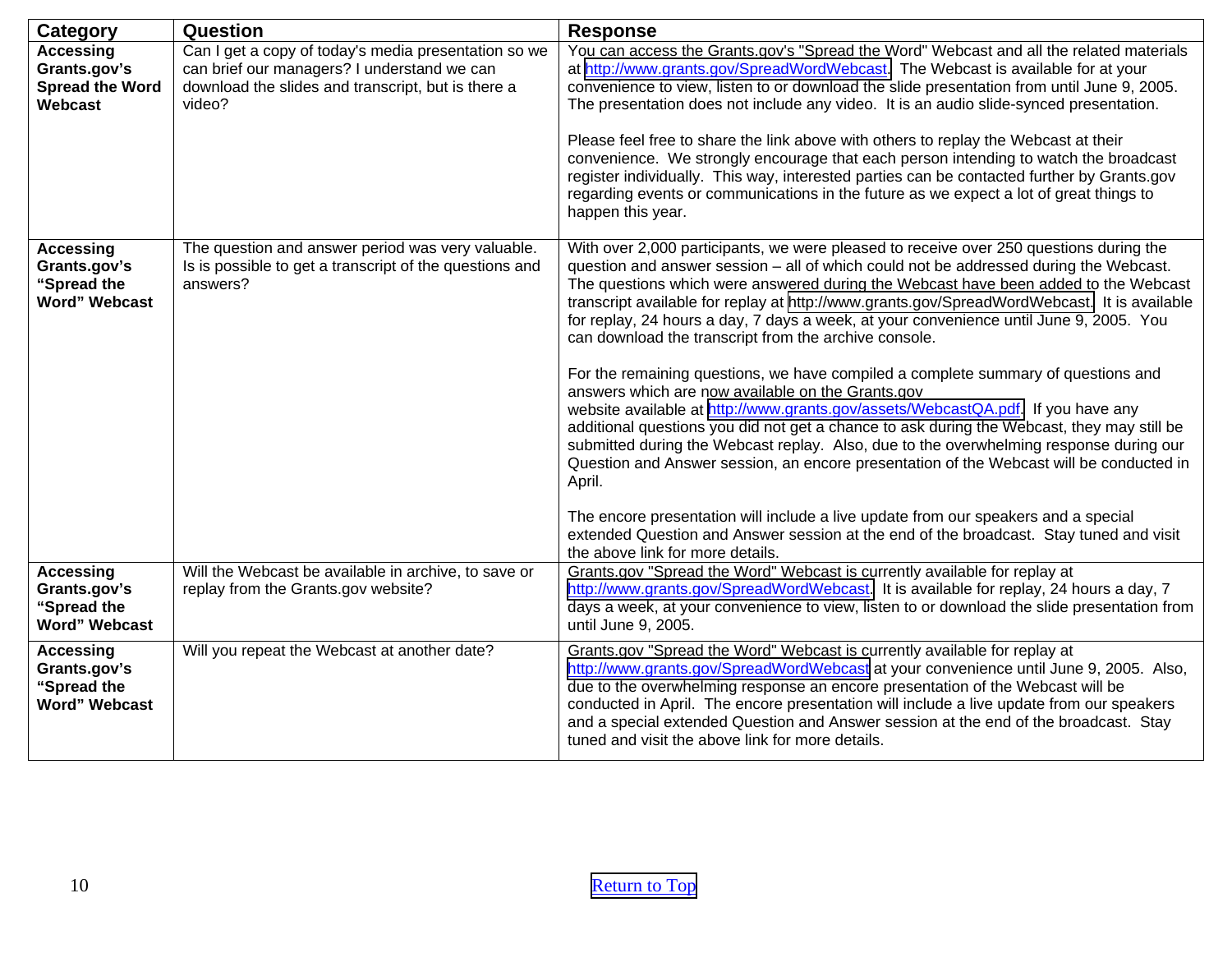| Category | Question | Response |
|---|---|---|
| **Accessing Grants.gov's Spread the Word Webcast** | Can I get a copy of today's media presentation so we can brief our managers? I understand we can download the slides and transcript, but is there a video? | You can access the Grants.gov's "Spread the Word" Webcast and all the related materials at http://www.grants.gov/SpreadWordWebcast. The Webcast is available for at your convenience to view, listen to or download the slide presentation from until June 9, 2005. The presentation does not include any video. It is an audio slide-synced presentation.<br><br>Please feel free to share the link above with others to replay the Webcast at their convenience. We strongly encourage that each person intending to watch the broadcast register individually. This way, interested parties can be contacted further by Grants.gov regarding events or communications in the future as we expect a lot of great things to happen this year. |
| **Accessing Grants.gov's "Spread the Word" Webcast** | The question and answer period was very valuable. Is is possible to get a transcript of the questions and answers? | With over 2,000 participants, we were pleased to receive over 250 questions during the question and answer session – all of which could not be addressed during the Webcast. The questions which were answered during the Webcast have been added to the Webcast transcript available for replay at http://www.grants.gov/SpreadWordWebcast. It is available for replay, 24 hours a day, 7 days a week, at your convenience until June 9, 2005. You can download the transcript from the archive console.<br><br>For the remaining questions, we have compiled a complete summary of questions and answers which are now available on the Grants.gov website available at http://www.grants.gov/assets/WebcastQA.pdf. If you have any additional questions you did not get a chance to ask during the Webcast, they may still be submitted during the Webcast replay. Also, due to the overwhelming response during our Question and Answer session, an encore presentation of the Webcast will be conducted in April.<br><br>The encore presentation will include a live update from our speakers and a special extended Question and Answer session at the end of the broadcast. Stay tuned and visit the above link for more details. |
| **Accessing Grants.gov's "Spread the Word" Webcast** | Will the Webcast be available in archive, to save or replay from the Grants.gov website? | Grants.gov "Spread the Word" Webcast is currently available for replay at http://www.grants.gov/SpreadWordWebcast. It is available for replay, 24 hours a day, 7 days a week, at your convenience to view, listen to or download the slide presentation from until June 9, 2005. |
| **Accessing Grants.gov's "Spread the Word" Webcast** | Will you repeat the Webcast at another date? | Grants.gov "Spread the Word" Webcast is currently available for replay at http://www.grants.gov/SpreadWordWebcast at your convenience until June 9, 2005. Also, due to the overwhelming response an encore presentation of the Webcast will be conducted in April. The encore presentation will include a live update from our speakers and a special extended Question and Answer session at the end of the broadcast. Stay tuned and visit the above link for more details. |

Return to Top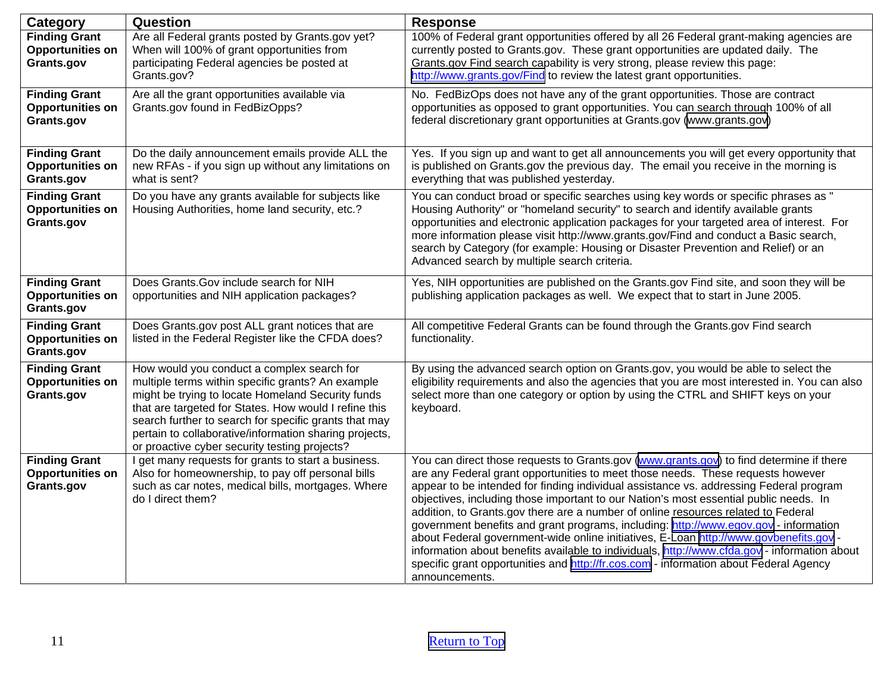| Category | Question | Response |
|---|---|---|
| **Finding Grant Opportunities on Grants.gov** | Are all Federal grants posted by Grants.gov yet? When will 100% of grant opportunities from participating Federal agencies be posted at Grants.gov? | 100% of Federal grant opportunities offered by all 26 Federal grant-making agencies are currently posted to Grants.gov. These grant opportunities are updated daily. The Grants.gov Find search capability is very strong, please review this page: http://www.grants.gov/Find to review the latest grant opportunities. |
| **Finding Grant Opportunities on Grants.gov** | Are all the grant opportunities available via Grants.gov found in FedBizOpps? | No. FedBizOps does not have any of the grant opportunities. Those are contract opportunities as opposed to grant opportunities. You can search through 100% of all federal discretionary grant opportunities at Grants.gov (www.grants.gov) |
| **Finding Grant Opportunities on Grants.gov** | Do the daily announcement emails provide ALL the new RFAs - if you sign up without any limitations on what is sent? | Yes. If you sign up and want to get all announcements you will get every opportunity that is published on Grants.gov the previous day. The email you receive in the morning is everything that was published yesterday. |
| **Finding Grant Opportunities on Grants.gov** | Do you have any grants available for subjects like Housing Authorities, home land security, etc.? | You can conduct broad or specific searches using key words or specific phrases as " Housing Authority" or "homeland security" to search and identify available grants opportunities and electronic application packages for your targeted area of interest. For more information please visit http://www.grants.gov/Find and conduct a Basic search, search by Category (for example: Housing or Disaster Prevention and Relief) or an Advanced search by multiple search criteria. |
| **Finding Grant Opportunities on Grants.gov** | Does Grants.Gov include search for NIH opportunities and NIH application packages? | Yes, NIH opportunities are published on the Grants.gov Find site, and soon they will be publishing application packages as well. We expect that to start in June 2005. |
| **Finding Grant Opportunities on Grants.gov** | Does Grants.gov post ALL grant notices that are listed in the Federal Register like the CFDA does? | All competitive Federal Grants can be found through the Grants.gov Find search functionality. |
| **Finding Grant Opportunities on Grants.gov** | How would you conduct a complex search for multiple terms within specific grants? An example might be trying to locate Homeland Security funds that are targeted for States. How would I refine this search further to search for specific grants that may pertain to collaborative/information sharing projects, or proactive cyber security testing projects? | By using the advanced search option on Grants.gov, you would be able to select the eligibility requirements and also the agencies that you are most interested in. You can also select more than one category or option by using the CTRL and SHIFT keys on your keyboard. |
| **Finding Grant Opportunities on Grants.gov** | I get many requests for grants to start a business. Also for homeownership, to pay off personal bills such as car notes, medical bills, mortgages. Where do I direct them? | You can direct those requests to Grants.gov (www.grants.gov) to find determine if there are any Federal grant opportunities to meet those needs. These requests however appear to be intended for finding individual assistance vs. addressing Federal program objectives, including those important to our Nation's most essential public needs. In addition, to Grants.gov there are a number of online resources related to Federal government benefits and grant programs, including: http://www.egov.gov - information about Federal government-wide online initiatives, E-Loan http://www.govbenefits.gov - information about benefits available to individuals, http://www.cfda.gov - information about specific grant opportunities and http://fr.cos.com - information about Federal Agency announcements. |

Return to Top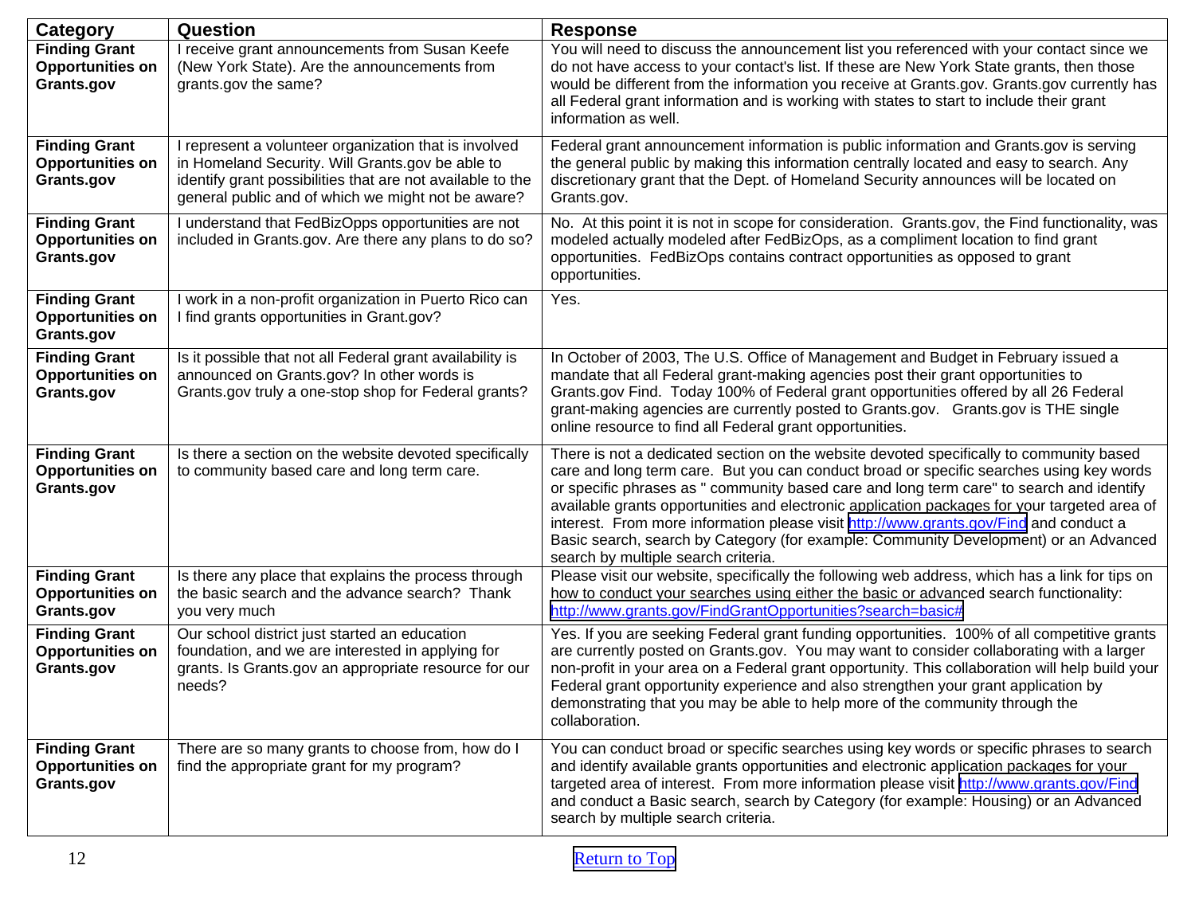| Category | Question | Response |
|---|---|---|
| **Finding Grant Opportunities on Grants.gov** | I receive grant announcements from Susan Keefe (New York State). Are the announcements from grants.gov the same? | You will need to discuss the announcement list you referenced with your contact since we do not have access to your contact's list. If these are New York State grants, then those would be different from the information you receive at Grants.gov. Grants.gov currently has all Federal grant information and is working with states to start to include their grant information as well. |
| **Finding Grant Opportunities on Grants.gov** | I represent a volunteer organization that is involved in Homeland Security. Will Grants.gov be able to identify grant possibilities that are not available to the general public and of which we might not be aware? | Federal grant announcement information is public information and Grants.gov is serving the general public by making this information centrally located and easy to search. Any discretionary grant that the Dept. of Homeland Security announces will be located on Grants.gov. |
| **Finding Grant Opportunities on Grants.gov** | I understand that FedBizOpps opportunities are not included in Grants.gov. Are there any plans to do so? | No. At this point it is not in scope for consideration. Grants.gov, the Find functionality, was modeled actually modeled after FedBizOps, as a compliment location to find grant opportunities. FedBizOps contains contract opportunities as opposed to grant opportunities. |
| **Finding Grant Opportunities on Grants.gov** | I work in a non-profit organization in Puerto Rico can I find grants opportunities in Grant.gov? | Yes. |
| **Finding Grant Opportunities on Grants.gov** | Is it possible that not all Federal grant availability is announced on Grants.gov? In other words is Grants.gov truly a one-stop shop for Federal grants? | In October of 2003, The U.S. Office of Management and Budget in February issued a mandate that all Federal grant-making agencies post their grant opportunities to Grants.gov Find. Today 100% of Federal grant opportunities offered by all 26 Federal grant-making agencies are currently posted to Grants.gov. Grants.gov is THE single online resource to find all Federal grant opportunities. |
| **Finding Grant Opportunities on Grants.gov** | Is there a section on the website devoted specifically to community based care and long term care. | There is not a dedicated section on the website devoted specifically to community based care and long term care. But you can conduct broad or specific searches using key words or specific phrases as " community based care and long term care" to search and identify available grants opportunities and electronic application packages for your targeted area of interest. From more information please visit http://www.grants.gov/Find and conduct a Basic search, search by Category (for example: Community Development) or an Advanced search by multiple search criteria. |
| **Finding Grant Opportunities on Grants.gov** | Is there any place that explains the process through the basic search and the advance search? Thank you very much | Please visit our website, specifically the following web address, which has a link for tips on how to conduct your searches using either the basic or advanced search functionality: http://www.grants.gov/FindGrantOpportunities?search=basic# |
| **Finding Grant Opportunities on Grants.gov** | Our school district just started an education foundation, and we are interested in applying for grants. Is Grants.gov an appropriate resource for our needs? | Yes. If you are seeking Federal grant funding opportunities. 100% of all competitive grants are currently posted on Grants.gov. You may want to consider collaborating with a larger non-profit in your area on a Federal grant opportunity. This collaboration will help build your Federal grant opportunity experience and also strengthen your grant application by demonstrating that you may be able to help more of the community through the collaboration. |
| **Finding Grant Opportunities on Grants.gov** | There are so many grants to choose from, how do I find the appropriate grant for my program? | You can conduct broad or specific searches using key words or specific phrases to search and identify available grants opportunities and electronic application packages for your targeted area of interest. From more information please visit http://www.grants.gov/Find and conduct a Basic search, search by Category (for example: Housing) or an Advanced search by multiple search criteria. |

Return to Top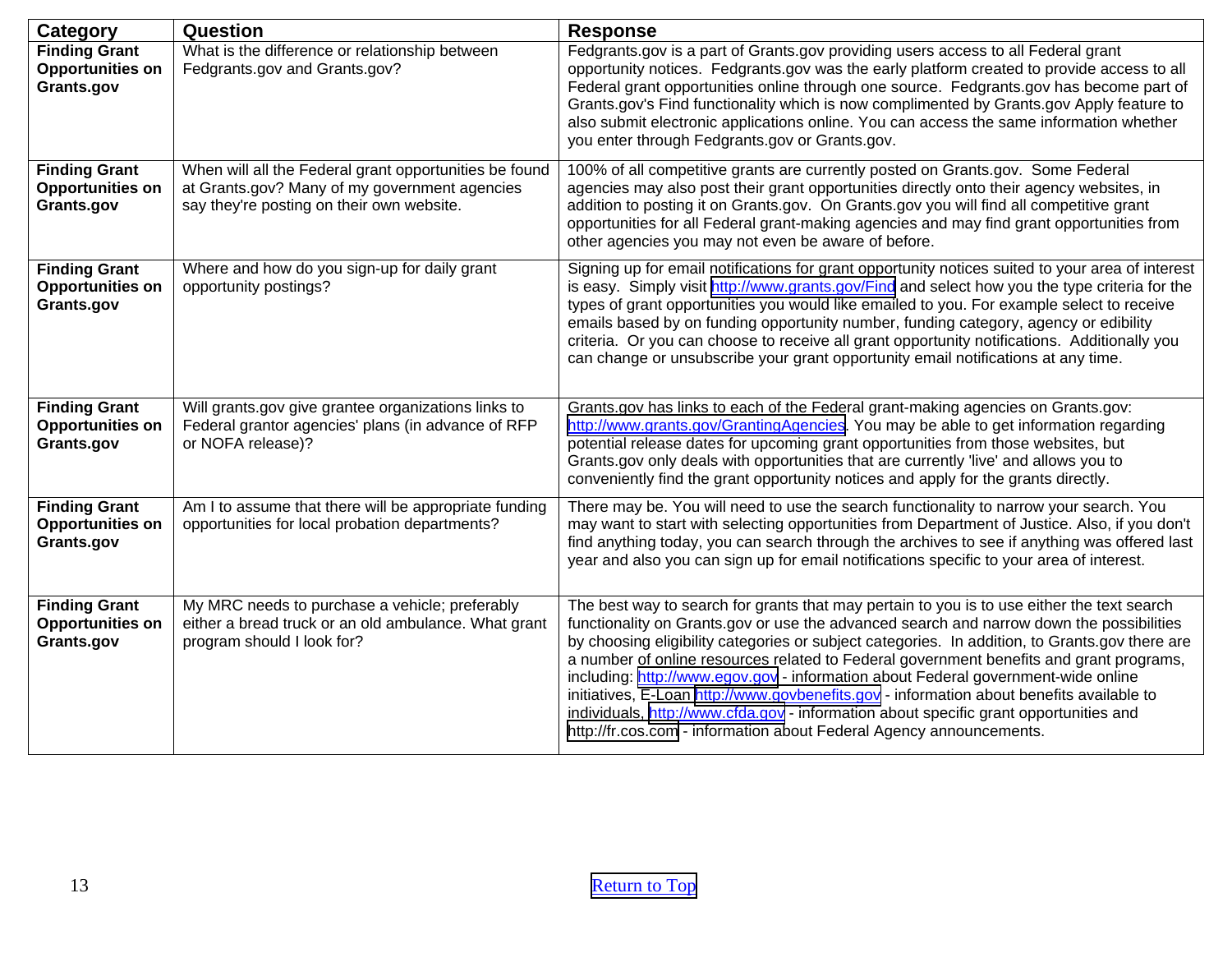| Category | Question | Response |
|---|---|---|
| **Finding Grant Opportunities on Grants.gov** | What is the difference or relationship between Fedgrants.gov and Grants.gov? | Fedgrants.gov is a part of Grants.gov providing users access to all Federal grant opportunity notices. Fedgrants.gov was the early platform created to provide access to all Federal grant opportunities online through one source. Fedgrants.gov has become part of Grants.gov's Find functionality which is now complimented by Grants.gov Apply feature to also submit electronic applications online. You can access the same information whether you enter through Fedgrants.gov or Grants.gov. |
| **Finding Grant Opportunities on Grants.gov** | When will all the Federal grant opportunities be found at Grants.gov? Many of my government agencies say they're posting on their own website. | 100% of all competitive grants are currently posted on Grants.gov. Some Federal agencies may also post their grant opportunities directly onto their agency websites, in addition to posting it on Grants.gov. On Grants.gov you will find all competitive grant opportunities for all Federal grant-making agencies and may find grant opportunities from other agencies you may not even be aware of before. |
| **Finding Grant Opportunities on Grants.gov** | Where and how do you sign-up for daily grant opportunity postings? | Signing up for email notifications for grant opportunity notices suited to your area of interest is easy. Simply visit http://www.grants.gov/Find and select how you the type criteria for the types of grant opportunities you would like emailed to you. For example select to receive emails based by on funding opportunity number, funding category, agency or edibility criteria. Or you can choose to receive all grant opportunity notifications. Additionally you can change or unsubscribe your grant opportunity email notifications at any time. |
| **Finding Grant Opportunities on Grants.gov** | Will grants.gov give grantee organizations links to Federal grantor agencies' plans (in advance of RFP or NOFA release)? | Grants.gov has links to each of the Federal grant-making agencies on Grants.gov: http://www.grants.gov/GrantingAgencies. You may be able to get information regarding potential release dates for upcoming grant opportunities from those websites, but Grants.gov only deals with opportunities that are currently 'live' and allows you to conveniently find the grant opportunity notices and apply for the grants directly. |
| **Finding Grant Opportunities on Grants.gov** | Am I to assume that there will be appropriate funding opportunities for local probation departments? | There may be. You will need to use the search functionality to narrow your search. You may want to start with selecting opportunities from Department of Justice. Also, if you don't find anything today, you can search through the archives to see if anything was offered last year and also you can sign up for email notifications specific to your area of interest. |
| **Finding Grant Opportunities on Grants.gov** | My MRC needs to purchase a vehicle; preferably either a bread truck or an old ambulance. What grant program should I look for? | The best way to search for grants that may pertain to you is to use either the text search functionality on Grants.gov or use the advanced search and narrow down the possibilities by choosing eligibility categories or subject categories. In addition, to Grants.gov there are a number of online resources related to Federal government benefits and grant programs, including: http://www.egov.gov - information about Federal government-wide online initiatives, E-Loan http://www.govbenefits.gov - information about benefits available to individuals, http://www.cfda.gov - information about specific grant opportunities and http://fr.cos.com - information about Federal Agency announcements. |

Return to Top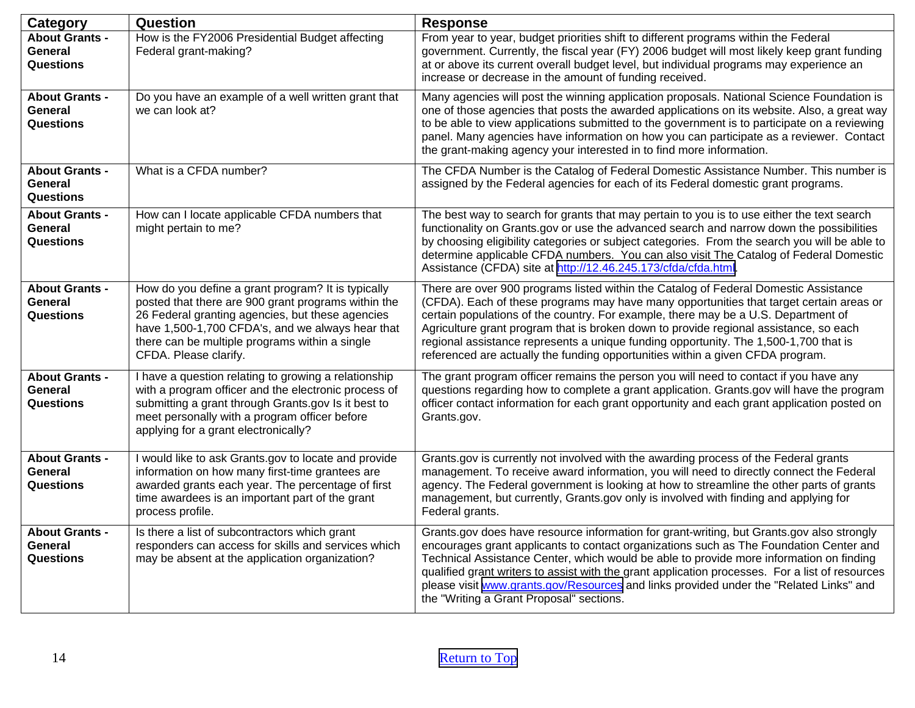| Category | Question | Response |
|---|---|---|
| **About Grants - General Questions** | How is the FY2006 Presidential Budget affecting Federal grant-making? | From year to year, budget priorities shift to different programs within the Federal government. Currently, the fiscal year (FY) 2006 budget will most likely keep grant funding at or above its current overall budget level, but individual programs may experience an increase or decrease in the amount of funding received. |
| **About Grants - General Questions** | Do you have an example of a well written grant that we can look at? | Many agencies will post the winning application proposals. National Science Foundation is one of those agencies that posts the awarded applications on its website. Also, a great way to be able to view applications submitted to the government is to participate on a reviewing panel. Many agencies have information on how you can participate as a reviewer. Contact the grant-making agency your interested in to find more information. |
| **About Grants - General Questions** | What is a CFDA number? | The CFDA Number is the Catalog of Federal Domestic Assistance Number. This number is assigned by the Federal agencies for each of its Federal domestic grant programs. |
| **About Grants - General Questions** | How can I locate applicable CFDA numbers that might pertain to me? | The best way to search for grants that may pertain to you is to use either the text search functionality on Grants.gov or use the advanced search and narrow down the possibilities by choosing eligibility categories or subject categories. From the search you will be able to determine applicable CFDA numbers. You can also visit The Catalog of Federal Domestic Assistance (CFDA) site at http://12.46.245.173/cfda/cfda.html. |
| **About Grants - General Questions** | How do you define a grant program? It is typically posted that there are 900 grant programs within the 26 Federal granting agencies, but these agencies have 1,500-1,700 CFDA's, and we always hear that there can be multiple programs within a single CFDA. Please clarify. | There are over 900 programs listed within the Catalog of Federal Domestic Assistance (CFDA). Each of these programs may have many opportunities that target certain areas or certain populations of the country. For example, there may be a U.S. Department of Agriculture grant program that is broken down to provide regional assistance, so each regional assistance represents a unique funding opportunity. The 1,500-1,700 that is referenced are actually the funding opportunities within a given CFDA program. |
| **About Grants - General Questions** | I have a question relating to growing a relationship with a program officer and the electronic process of submitting a grant through Grants.gov Is it best to meet personally with a program officer before applying for a grant electronically? | The grant program officer remains the person you will need to contact if you have any questions regarding how to complete a grant application. Grants.gov will have the program officer contact information for each grant opportunity and each grant application posted on Grants.gov. |
| **About Grants - General Questions** | I would like to ask Grants.gov to locate and provide information on how many first-time grantees are awarded grants each year. The percentage of first time awardees is an important part of the grant process profile. | Grants.gov is currently not involved with the awarding process of the Federal grants management. To receive award information, you will need to directly connect the Federal agency. The Federal government is looking at how to streamline the other parts of grants management, but currently, Grants.gov only is involved with finding and applying for Federal grants. |
| **About Grants - General Questions** | Is there a list of subcontractors which grant responders can access for skills and services which may be absent at the application organization? | Grants.gov does have resource information for grant-writing, but Grants.gov also strongly encourages grant applicants to contact organizations such as The Foundation Center and Technical Assistance Center, which would be able to provide more information on finding qualified grant writers to assist with the grant application processes. For a list of resources please visit www.grants.gov/Resources and links provided under the "Related Links" and the "Writing a Grant Proposal" sections. |

Return to Top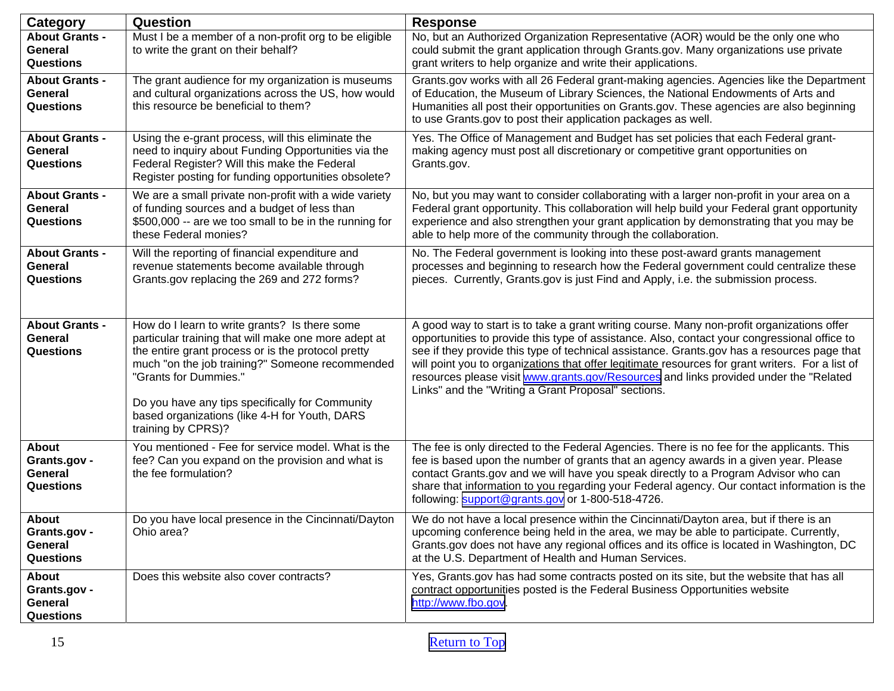| Category | Question | Response |
|---|---|---|
| About Grants - General Questions | Must I be a member of a non-profit org to be eligible to write the grant on their behalf? | No, but an Authorized Organization Representative (AOR) would be the only one who could submit the grant application through Grants.gov. Many organizations use private grant writers to help organize and write their applications. |
| About Grants - General Questions | The grant audience for my organization is museums and cultural organizations across the US, how would this resource be beneficial to them? | Grants.gov works with all 26 Federal grant-making agencies. Agencies like the Department of Education, the Museum of Library Sciences, the National Endowments of Arts and Humanities all post their opportunities on Grants.gov. These agencies are also beginning to use Grants.gov to post their application packages as well. |
| About Grants - General Questions | Using the e-grant process, will this eliminate the need to inquiry about Funding Opportunities via the Federal Register? Will this make the Federal Register posting for funding opportunities obsolete? | Yes. The Office of Management and Budget has set policies that each Federal grant-making agency must post all discretionary or competitive grant opportunities on Grants.gov. |
| About Grants - General Questions | We are a small private non-profit with a wide variety of funding sources and a budget of less than $500,000 -- are we too small to be in the running for these Federal monies? | No, but you may want to consider collaborating with a larger non-profit in your area on a Federal grant opportunity. This collaboration will help build your Federal grant opportunity experience and also strengthen your grant application by demonstrating that you may be able to help more of the community through the collaboration. |
| About Grants - General Questions | Will the reporting of financial expenditure and revenue statements become available through Grants.gov replacing the 269 and 272 forms? | No. The Federal government is looking into these post-award grants management processes and beginning to research how the Federal government could centralize these pieces. Currently, Grants.gov is just Find and Apply, i.e. the submission process. |
| About Grants - General Questions | How do I learn to write grants? Is there some particular training that will make one more adept at the entire grant process or is the protocol pretty much "on the job training?" Someone recommended "Grants for Dummies."<br><br>Do you have any tips specifically for Community based organizations (like 4-H for Youth, DARS training by CPRS)? | A good way to start is to take a grant writing course. Many non-profit organizations offer opportunities to provide this type of assistance. Also, contact your congressional office to see if they provide this type of technical assistance. Grants.gov has a resources page that will point you to organizations that offer legitimate resources for grant writers. For a list of resources please visit www.grants.gov/Resources and links provided under the "Related Links" and the "Writing a Grant Proposal" sections. |
| About Grants.gov - General Questions | You mentioned - Fee for service model. What is the fee? Can you expand on the provision and what is the fee formulation? | The fee is only directed to the Federal Agencies. There is no fee for the applicants. This fee is based upon the number of grants that an agency awards in a given year. Please contact Grants.gov and we will have you speak directly to a Program Advisor who can share that information to you regarding your Federal agency. Our contact information is the following: support@grants.gov or 1-800-518-4726. |
| About Grants.gov - General Questions | Do you have local presence in the Cincinnati/Dayton Ohio area? | We do not have a local presence within the Cincinnati/Dayton area, but if there is an upcoming conference being held in the area, we may be able to participate. Currently, Grants.gov does not have any regional offices and its office is located in Washington, DC at the U.S. Department of Health and Human Services. |
| About Grants.gov - General Questions | Does this website also cover contracts? | Yes, Grants.gov has had some contracts posted on its site, but the website that has all contract opportunities posted is the Federal Business Opportunities website http://www.fbo.gov. |

Return to Top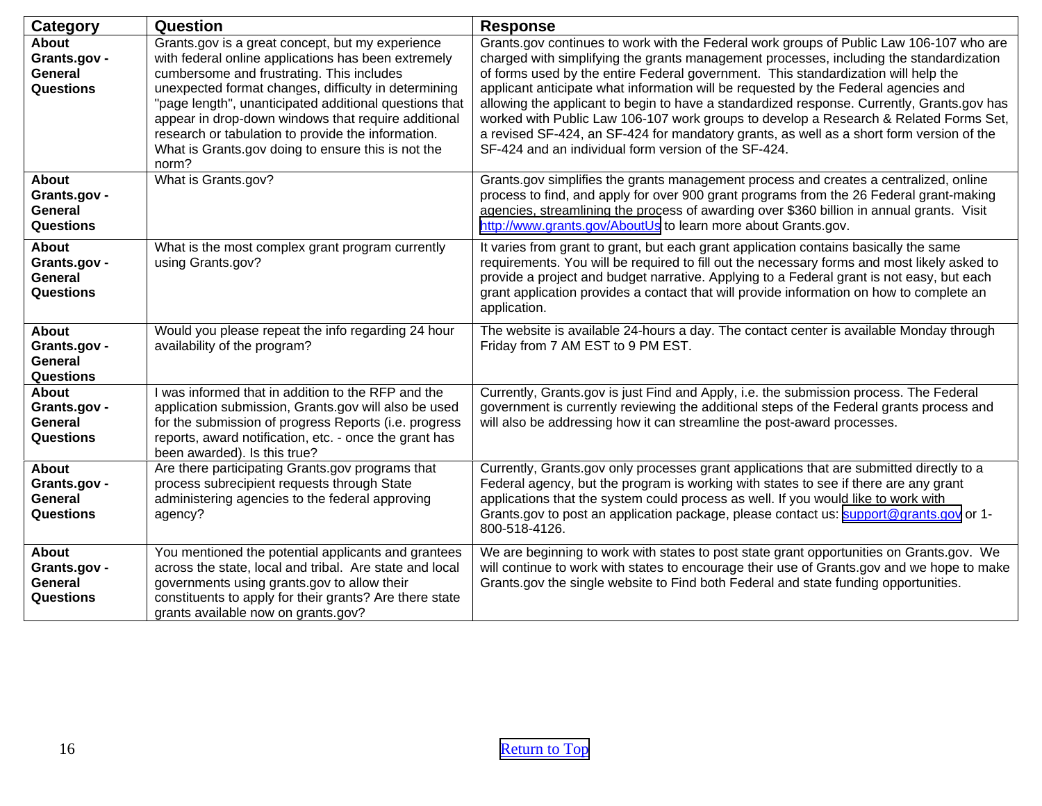| Category | Question | Response |
|---|---|---|
| **About Grants.gov - General Questions** | Grants.gov is a great concept, but my experience with federal online applications has been extremely cumbersome and frustrating. This includes unexpected format changes, difficulty in determining "page length", unanticipated additional questions that appear in drop-down windows that require additional research or tabulation to provide the information. What is Grants.gov doing to ensure this is not the norm? | Grants.gov continues to work with the Federal work groups of Public Law 106-107 who are charged with simplifying the grants management processes, including the standardization of forms used by the entire Federal government. This standardization will help the applicant anticipate what information will be requested by the Federal agencies and allowing the applicant to begin to have a standardized response. Currently, Grants.gov has worked with Public Law 106-107 work groups to develop a Research & Related Forms Set, a revised SF-424, an SF-424 for mandatory grants, as well as a short form version of the SF-424 and an individual form version of the SF-424. |
| **About Grants.gov - General Questions** | What is Grants.gov? | Grants.gov simplifies the grants management process and creates a centralized, online process to find, and apply for over 900 grant programs from the 26 Federal grant-making agencies, streamlining the process of awarding over $360 billion in annual grants. Visit http://www.grants.gov/AboutUs to learn more about Grants.gov. |
| **About Grants.gov - General Questions** | What is the most complex grant program currently using Grants.gov? | It varies from grant to grant, but each grant application contains basically the same requirements. You will be required to fill out the necessary forms and most likely asked to provide a project and budget narrative. Applying to a Federal grant is not easy, but each grant application provides a contact that will provide information on how to complete an application. |
| **About Grants.gov - General Questions** | Would you please repeat the info regarding 24 hour availability of the program? | The website is available 24-hours a day. The contact center is available Monday through Friday from 7 AM EST to 9 PM EST. |
| **About Grants.gov - General Questions** | I was informed that in addition to the RFP and the application submission, Grants.gov will also be used for the submission of progress Reports (i.e. progress reports, award notification, etc. - once the grant has been awarded). Is this true? | Currently, Grants.gov is just Find and Apply, i.e. the submission process. The Federal government is currently reviewing the additional steps of the Federal grants process and will also be addressing how it can streamline the post-award processes. |
| **About Grants.gov - General Questions** | Are there participating Grants.gov programs that process subrecipient requests through State administering agencies to the federal approving agency? | Currently, Grants.gov only processes grant applications that are submitted directly to a Federal agency, but the program is working with states to see if there are any grant applications that the system could process as well. If you would like to work with Grants.gov to post an application package, please contact us: support@grants.gov or 1-800-518-4126. |
| **About Grants.gov - General Questions** | You mentioned the potential applicants and grantees across the state, local and tribal. Are state and local governments using grants.gov to allow their constituents to apply for their grants? Are there state grants available now on grants.gov? | We are beginning to work with states to post state grant opportunities on Grants.gov. We will continue to work with states to encourage their use of Grants.gov and we hope to make Grants.gov the single website to Find both Federal and state funding opportunities. |

Return to Top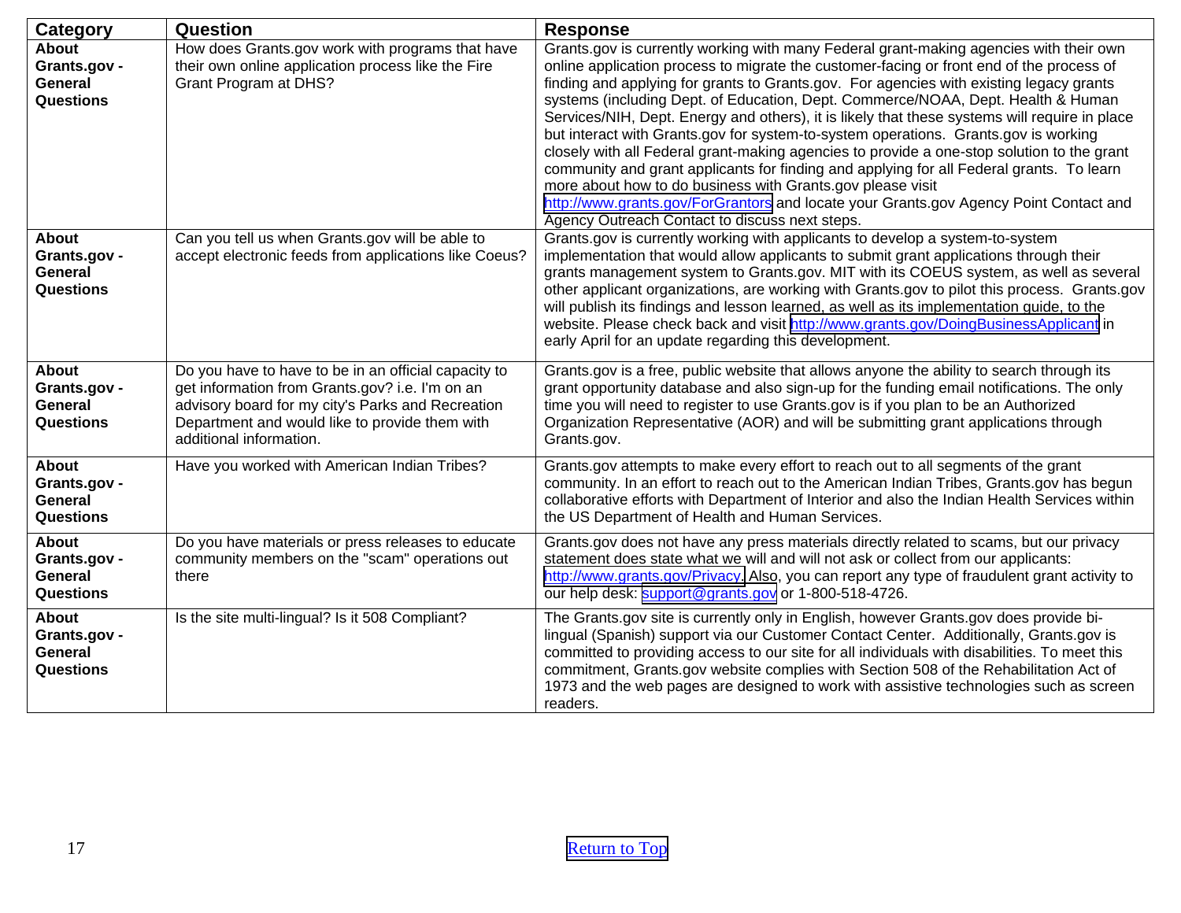| Category | Question | Response |
|---|---|---|
| **About Grants.gov - General Questions** | How does Grants.gov work with programs that have their own online application process like the Fire Grant Program at DHS? | Grants.gov is currently working with many Federal grant-making agencies with their own online application process to migrate the customer-facing or front end of the process of finding and applying for grants to Grants.gov. For agencies with existing legacy grants systems (including Dept. of Education, Dept. Commerce/NOAA, Dept. Health & Human Services/NIH, Dept. Energy and others), it is likely that these systems will require in place but interact with Grants.gov for system-to-system operations. Grants.gov is working closely with all Federal grant-making agencies to provide a one-stop solution to the grant community and grant applicants for finding and applying for all Federal grants. To learn more about how to do business with Grants.gov please visit http://www.grants.gov/ForGrantors and locate your Grants.gov Agency Point Contact and Agency Outreach Contact to discuss next steps. |
| **About Grants.gov - General Questions** | Can you tell us when Grants.gov will be able to accept electronic feeds from applications like Coeus? | Grants.gov is currently working with applicants to develop a system-to-system implementation that would allow applicants to submit grant applications through their grants management system to Grants.gov. MIT with its COEUS system, as well as several other applicant organizations, are working with Grants.gov to pilot this process. Grants.gov will publish its findings and lesson learned, as well as its implementation guide, to the website. Please check back and visit http://www.grants.gov/DoingBusinessApplicant in early April for an update regarding this development. |
| **About Grants.gov - General Questions** | Do you have to have to be in an official capacity to get information from Grants.gov? i.e. I'm on an advisory board for my city's Parks and Recreation Department and would like to provide them with additional information. | Grants.gov is a free, public website that allows anyone the ability to search through its grant opportunity database and also sign-up for the funding email notifications. The only time you will need to register to use Grants.gov is if you plan to be an Authorized Organization Representative (AOR) and will be submitting grant applications through Grants.gov. |
| **About Grants.gov - General Questions** | Have you worked with American Indian Tribes? | Grants.gov attempts to make every effort to reach out to all segments of the grant community. In an effort to reach out to the American Indian Tribes, Grants.gov has begun collaborative efforts with Department of Interior and also the Indian Health Services within the US Department of Health and Human Services. |
| **About Grants.gov - General Questions** | Do you have materials or press releases to educate community members on the "scam" operations out there | Grants.gov does not have any press materials directly related to scams, but our privacy statement does state what we will and will not ask or collect from our applicants: http://www.grants.gov/Privacy. Also, you can report any type of fraudulent grant activity to our help desk: support@grants.gov or 1-800-518-4726. |
| **About Grants.gov - General Questions** | Is the site multi-lingual? Is it 508 Compliant? | The Grants.gov site is currently only in English, however Grants.gov does provide bi-lingual (Spanish) support via our Customer Contact Center. Additionally, Grants.gov is committed to providing access to our site for all individuals with disabilities. To meet this commitment, Grants.gov website complies with Section 508 of the Rehabilitation Act of 1973 and the web pages are designed to work with assistive technologies such as screen readers. |

Return to Top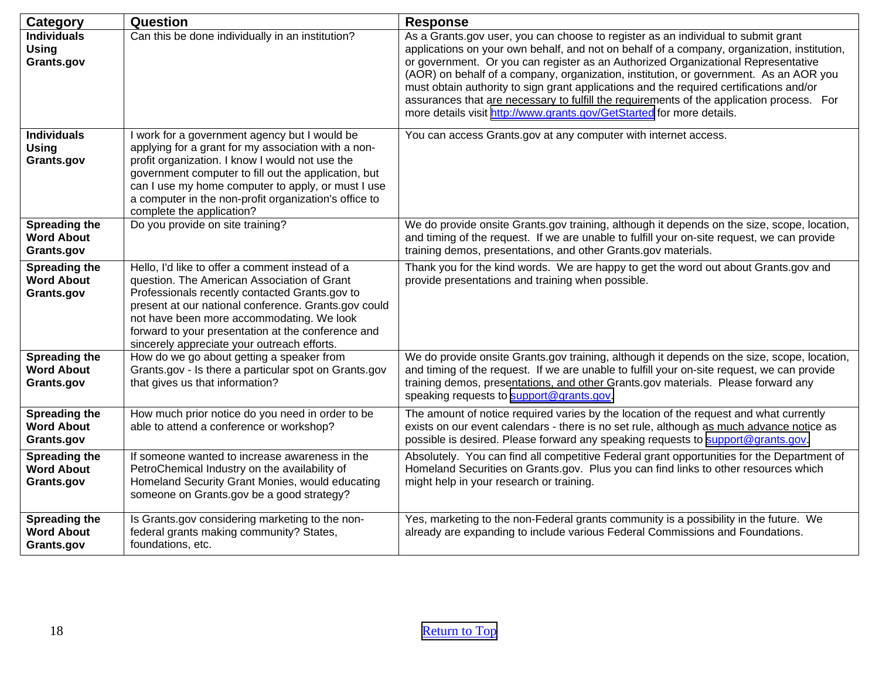| Category | Question | Response |
|---|---|---|
| **Individuals Using Grants.gov** | Can this be done individually in an institution? | As a Grants.gov user, you can choose to register as an individual to submit grant applications on your own behalf, and not on behalf of a company, organization, institution, or government. Or you can register as an Authorized Organizational Representative (AOR) on behalf of a company, organization, institution, or government. As an AOR you must obtain authority to sign grant applications and the required certifications and/or assurances that are necessary to fulfill the requirements of the application process. For more details visit http://www.grants.gov/GetStarted for more details. |
| **Individuals Using Grants.gov** | I work for a government agency but I would be applying for a grant for my association with a non-profit organization. I know I would not use the government computer to fill out the application, but can I use my home computer to apply, or must I use a computer in the non-profit organization's office to complete the application? | You can access Grants.gov at any computer with internet access. |
| **Spreading the Word About Grants.gov** | Do you provide on site training? | We do provide onsite Grants.gov training, although it depends on the size, scope, location, and timing of the request. If we are unable to fulfill your on-site request, we can provide training demos, presentations, and other Grants.gov materials. |
| **Spreading the Word About Grants.gov** | Hello, I'd like to offer a comment instead of a question. The American Association of Grant Professionals recently contacted Grants.gov to present at our national conference. Grants.gov could not have been more accommodating. We look forward to your presentation at the conference and sincerely appreciate your outreach efforts. | Thank you for the kind words. We are happy to get the word out about Grants.gov and provide presentations and training when possible. |
| **Spreading the Word About Grants.gov** | How do we go about getting a speaker from Grants.gov - Is there a particular spot on Grants.gov that gives us that information? | We do provide onsite Grants.gov training, although it depends on the size, scope, location, and timing of the request. If we are unable to fulfill your on-site request, we can provide training demos, presentations, and other Grants.gov materials. Please forward any speaking requests to support@grants.gov. |
| **Spreading the Word About Grants.gov** | How much prior notice do you need in order to be able to attend a conference or workshop? | The amount of notice required varies by the location of the request and what currently exists on our event calendars - there is no set rule, although as much advance notice as possible is desired. Please forward any speaking requests to support@grants.gov. |
| **Spreading the Word About Grants.gov** | If someone wanted to increase awareness in the PetroChemical Industry on the availability of Homeland Security Grant Monies, would educating someone on Grants.gov be a good strategy? | Absolutely. You can find all competitive Federal grant opportunities for the Department of Homeland Securities on Grants.gov. Plus you can find links to other resources which might help in your research or training. |
| **Spreading the Word About Grants.gov** | Is Grants.gov considering marketing to the non-federal grants making community? States, foundations, etc. | Yes, marketing to the non-Federal grants community is a possibility in the future. We already are expanding to include various Federal Commissions and Foundations. |

Return to Top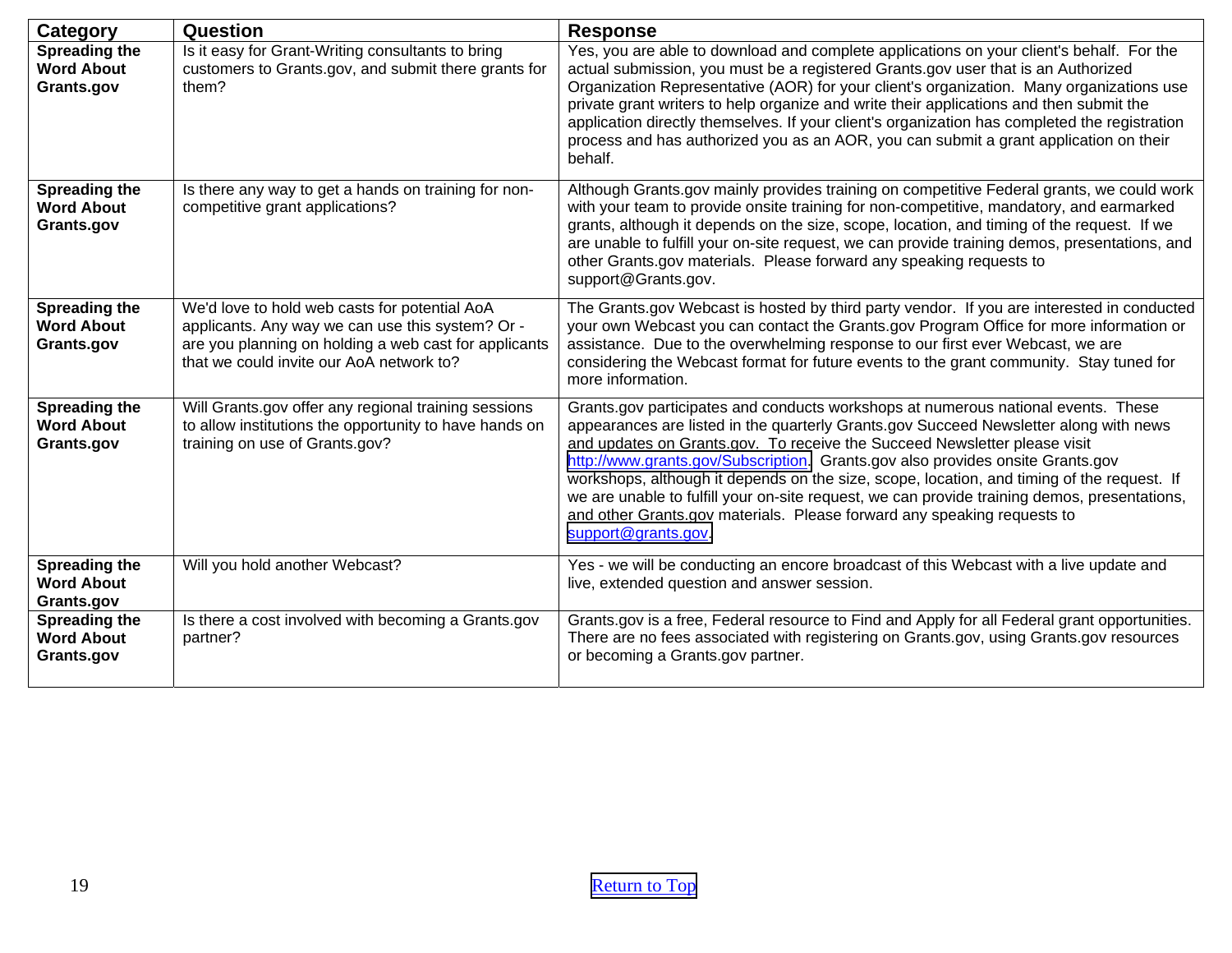| Category | Question | Response |
| --- | --- | --- |
| **Spreading the Word About Grants.gov** | Is it easy for Grant-Writing consultants to bring customers to Grants.gov, and submit there grants for them? | Yes, you are able to download and complete applications on your client's behalf. For the actual submission, you must be a registered Grants.gov user that is an Authorized Organization Representative (AOR) for your client's organization. Many organizations use private grant writers to help organize and write their applications and then submit the application directly themselves. If your client's organization has completed the registration process and has authorized you as an AOR, you can submit a grant application on their behalf. |
| **Spreading the Word About Grants.gov** | Is there any way to get a hands on training for non-competitive grant applications? | Although Grants.gov mainly provides training on competitive Federal grants, we could work with your team to provide onsite training for non-competitive, mandatory, and earmarked grants, although it depends on the size, scope, location, and timing of the request. If we are unable to fulfill your on-site request, we can provide training demos, presentations, and other Grants.gov materials. Please forward any speaking requests to support@Grants.gov. |
| **Spreading the Word About Grants.gov** | We'd love to hold web casts for potential AoA applicants. Any way we can use this system? Or - are you planning on holding a web cast for applicants that we could invite our AoA network to? | The Grants.gov Webcast is hosted by third party vendor. If you are interested in conducted your own Webcast you can contact the Grants.gov Program Office for more information or assistance. Due to the overwhelming response to our first ever Webcast, we are considering the Webcast format for future events to the grant community. Stay tuned for more information. |
| **Spreading the Word About Grants.gov** | Will Grants.gov offer any regional training sessions to allow institutions the opportunity to have hands on training on use of Grants.gov? | Grants.gov participates and conducts workshops at numerous national events. These appearances are listed in the quarterly Grants.gov Succeed Newsletter along with news and updates on Grants.gov. To receive the Succeed Newsletter please visit http://www.grants.gov/Subscription. Grants.gov also provides onsite Grants.gov workshops, although it depends on the size, scope, location, and timing of the request. If we are unable to fulfill your on-site request, we can provide training demos, presentations, and other Grants.gov materials. Please forward any speaking requests to support@grants.gov. |
| **Spreading the Word About Grants.gov** | Will you hold another Webcast? | Yes - we will be conducting an encore broadcast of this Webcast with a live update and live, extended question and answer session. |
| **Spreading the Word About Grants.gov** | Is there a cost involved with becoming a Grants.gov partner? | Grants.gov is a free, Federal resource to Find and Apply for all Federal grant opportunities. There are no fees associated with registering on Grants.gov, using Grants.gov resources or becoming a Grants.gov partner. |

Return to Top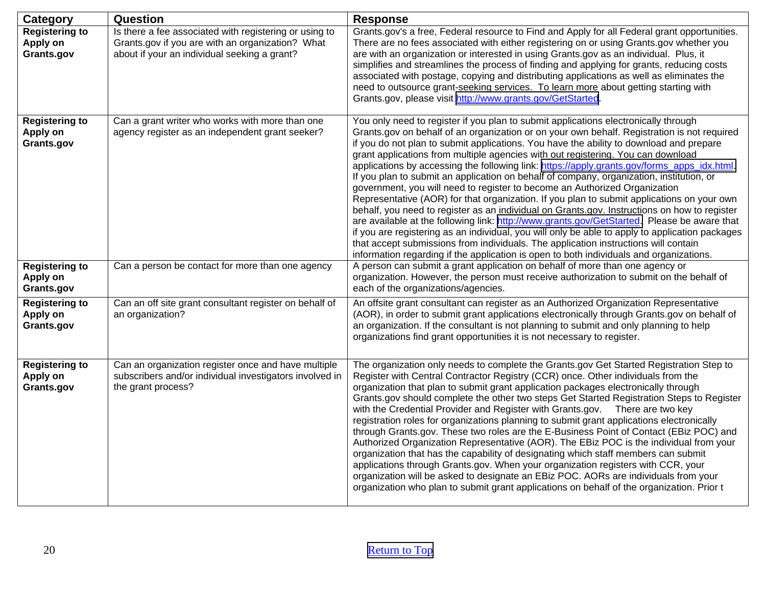| Category | Question | Response |
|---|---|---|
| **Registering to Apply on Grants.gov** | Is there a fee associated with registering or using to Grants.gov if you are with an organization? What about if your an individual seeking a grant? | Grants.gov's a free, Federal resource to Find and Apply for all Federal grant opportunities. There are no fees associated with either registering on or using Grants.gov whether you are with an organization or interested in using Grants.gov as an individual. Plus, it simplifies and streamlines the process of finding and applying for grants, reducing costs associated with postage, copying and distributing applications as well as eliminates the need to outsource grant-seeking services. To learn more about getting starting with Grants.gov, please visit http://www.grants.gov/GetStarted. |
| **Registering to Apply on Grants.gov** | Can a grant writer who works with more than one agency register as an independent grant seeker? | You only need to register if you plan to submit applications electronically through Grants.gov on behalf of an organization or on your own behalf. Registration is not required if you do not plan to submit applications. You have the ability to download and prepare grant applications from multiple agencies with out registering. You can download applications by accessing the following link: https://apply.grants.gov/forms_apps_idx.html. If you plan to submit an application on behalf of company, organization, institution, or government, you will need to register to become an Authorized Organization Representative (AOR) for that organization. If you plan to submit applications on your own behalf, you need to register as an individual on Grants.gov. Instructions on how to register are available at the following link: http://www.grants.gov/GetStarted. Please be aware that if you are registering as an individual, you will only be able to apply to application packages that accept submissions from individuals. The application instructions will contain information regarding if the application is open to both individuals and organizations. |
| **Registering to Apply on Grants.gov** | Can a person be contact for more than one agency | A person can submit a grant application on behalf of more than one agency or organization. However, the person must receive authorization to submit on the behalf of each of the organizations/agencies. |
| **Registering to Apply on Grants.gov** | Can an off site grant consultant register on behalf of an organization? | An offsite grant consultant can register as an Authorized Organization Representative (AOR), in order to submit grant applications electronically through Grants.gov on behalf of an organization. If the consultant is not planning to submit and only planning to help organizations find grant opportunities it is not necessary to register. |
| **Registering to Apply on Grants.gov** | Can an organization register once and have multiple subscribers and/or individual investigators involved in the grant process? | The organization only needs to complete the Grants.gov Get Started Registration Step to Register with Central Contractor Registry (CCR) once. Other individuals from the organization that plan to submit grant application packages electronically through Grants.gov should complete the other two steps Get Started Registration Steps to Register with the Credential Provider and Register with Grants.gov. There are two key registration roles for organizations planning to submit grant applications electronically through Grants.gov. These two roles are the E-Business Point of Contact (EBiz POC) and Authorized Organization Representative (AOR). The EBiz POC is the individual from your organization that has the capability of designating which staff members can submit applications through Grants.gov. When your organization registers with CCR, your organization will be asked to designate an EBiz POC. AORs are individuals from your organization who plan to submit grant applications on behalf of the organization. Prior t |

Return to Top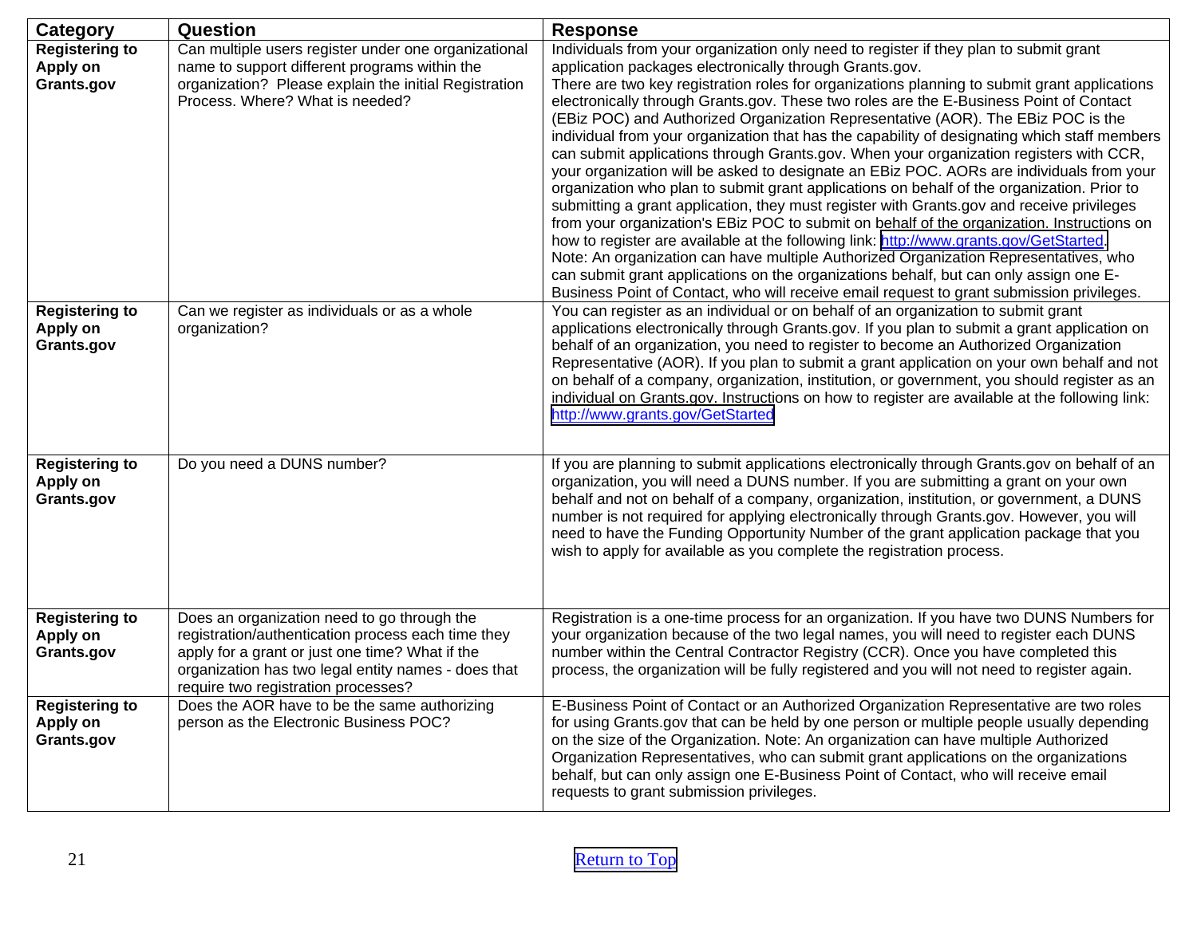| Category | Question | Response |
|---|---|---|
| **Registering to Apply on Grants.gov** | Can multiple users register under one organizational name to support different programs within the organization? Please explain the initial Registration Process. Where? What is needed? | Individuals from your organization only need to register if they plan to submit grant application packages electronically through Grants.gov. There are two key registration roles for organizations planning to submit grant applications electronically through Grants.gov. These two roles are the E-Business Point of Contact (EBiz POC) and Authorized Organization Representative (AOR). The EBiz POC is the individual from your organization that has the capability of designating which staff members can submit applications through Grants.gov. When your organization registers with CCR, your organization will be asked to designate an EBiz POC. AORs are individuals from your organization who plan to submit grant applications on behalf of the organization. Prior to submitting a grant application, they must register with Grants.gov and receive privileges from your organization's EBiz POC to submit on behalf of the organization. Instructions on how to register are available at the following link: [http://www.grants.gov/GetStarted](http://www.grants.gov/GetStarted). Note: An organization can have multiple Authorized Organization Representatives, who can submit grant applications on the organizations behalf, but can only assign one E-Business Point of Contact, who will receive email request to grant submission privileges. |
| **Registering to Apply on Grants.gov** | Can we register as individuals or as a whole organization? | You can register as an individual or on behalf of an organization to submit grant applications electronically through Grants.gov. If you plan to submit a grant application on behalf of an organization, you need to register to become an Authorized Organization Representative (AOR). If you plan to submit a grant application on your own behalf and not on behalf of a company, organization, institution, or government, you should register as an individual on Grants.gov. Instructions on how to register are available at the following link: [http://www.grants.gov/GetStarted](http://www.grants.gov/GetStarted) |
| **Registering to Apply on Grants.gov** | Do you need a DUNS number? | If you are planning to submit applications electronically through Grants.gov on behalf of an organization, you will need a DUNS number. If you are submitting a grant on your own behalf and not on behalf of a company, organization, institution, or government, a DUNS number is not required for applying electronically through Grants.gov. However, you will need to have the Funding Opportunity Number of the grant application package that you wish to apply for available as you complete the registration process. |
| **Registering to Apply on Grants.gov** | Does an organization need to go through the registration/authentication process each time they apply for a grant or just one time? What if the organization has two legal entity names - does that require two registration processes? | Registration is a one-time process for an organization. If you have two DUNS Numbers for your organization because of the two legal names, you will need to register each DUNS number within the Central Contractor Registry (CCR). Once you have completed this process, the organization will be fully registered and you will not need to register again. |
| **Registering to Apply on Grants.gov** | Does the AOR have to be the same authorizing person as the Electronic Business POC? | E-Business Point of Contact or an Authorized Organization Representative are two roles for using Grants.gov that can be held by one person or multiple people usually depending on the size of the Organization. Note: An organization can have multiple Authorized Organization Representatives, who can submit grant applications on the organizations behalf, but can only assign one E-Business Point of Contact, who will receive email requests to grant submission privileges. |

[Return to Top]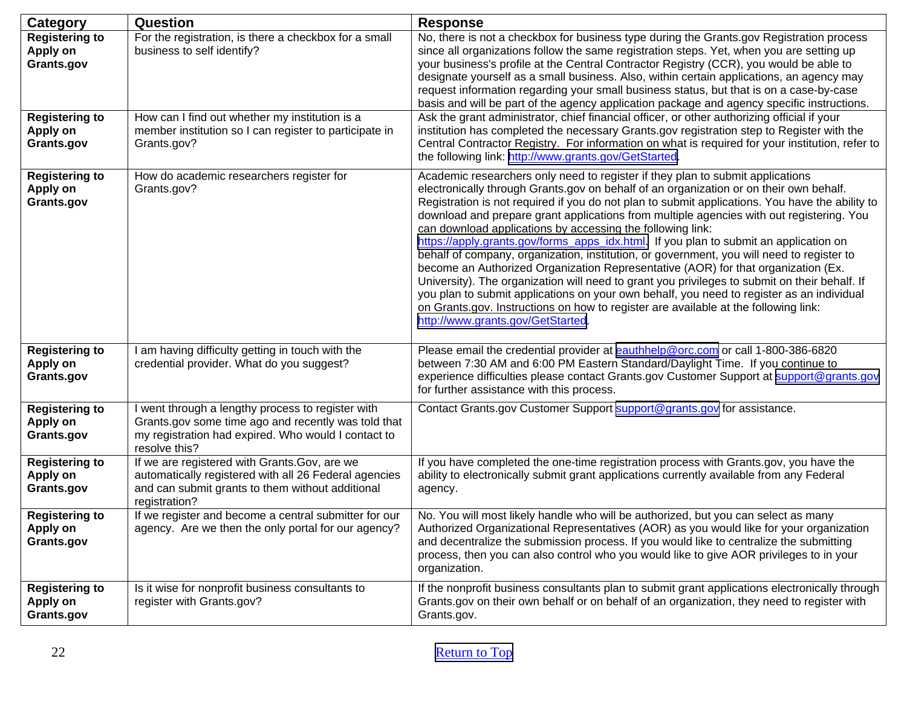| Category | Question | Response |
| --- | --- | --- |
| **Registering to Apply on Grants.gov** | For the registration, is there a checkbox for a small business to self identify? | No, there is not a checkbox for business type during the Grants.gov Registration process since all organizations follow the same registration steps. Yet, when you are setting up your business's profile at the Central Contractor Registry (CCR), you would be able to designate yourself as a small business. Also, within certain applications, an agency may request information regarding your small business status, but that is on a case-by-case basis and will be part of the agency application package and agency specific instructions. |
| **Registering to Apply on Grants.gov** | How can I find out whether my institution is a member institution so I can register to participate in Grants.gov? | Ask the grant administrator, chief financial officer, or other authorizing official if your institution has completed the necessary Grants.gov registration step to Register with the Central Contractor Registry. For information on what is required for your institution, refer to the following link: http://www.grants.gov/GetStarted. |
| **Registering to Apply on Grants.gov** | How do academic researchers register for Grants.gov? | Academic researchers only need to register if they plan to submit applications electronically through Grants.gov on behalf of an organization or on their own behalf. Registration is not required if you do not plan to submit applications. You have the ability to download and prepare grant applications from multiple agencies with out registering. You can download applications by accessing the following link: https://apply.grants.gov/forms_apps_idx.html. If you plan to submit an application on behalf of company, organization, institution, or government, you will need to register to become an Authorized Organization Representative (AOR) for that organization (Ex. University). The organization will need to grant you privileges to submit on their behalf. If you plan to submit applications on your own behalf, you need to register as an individual on Grants.gov. Instructions on how to register are available at the following link: http://www.grants.gov/GetStarted. |
| **Registering to Apply on Grants.gov** | I am having difficulty getting in touch with the credential provider. What do you suggest? | Please email the credential provider at eauthhelp@orc.com or call 1-800-386-6820 between 7:30 AM and 6:00 PM Eastern Standard/Daylight Time. If you continue to experience difficulties please contact Grants.gov Customer Support at support@grants.gov for further assistance with this process. |
| **Registering to Apply on Grants.gov** | I went through a lengthy process to register with Grants.gov some time ago and recently was told that my registration had expired. Who would I contact to resolve this? | Contact Grants.gov Customer Support support@grants.gov for assistance. |
| **Registering to Apply on Grants.gov** | If we are registered with Grants.Gov, are we automatically registered with all 26 Federal agencies and can submit grants to them without additional registration? | If you have completed the one-time registration process with Grants.gov, you have the ability to electronically submit grant applications currently available from any Federal agency. |
| **Registering to Apply on Grants.gov** | If we register and become a central submitter for our agency. Are we then the only portal for our agency? | No. You will most likely handle who will be authorized, but you can select as many Authorized Organizational Representatives (AOR) as you would like for your organization and decentralize the submission process. If you would like to centralize the submitting process, then you can also control who you would like to give AOR privileges to in your organization. |
| **Registering to Apply on Grants.gov** | Is it wise for nonprofit business consultants to register with Grants.gov? | If the nonprofit business consultants plan to submit grant applications electronically through Grants.gov on their own behalf or on behalf of an organization, they need to register with Grants.gov. |

Return to Top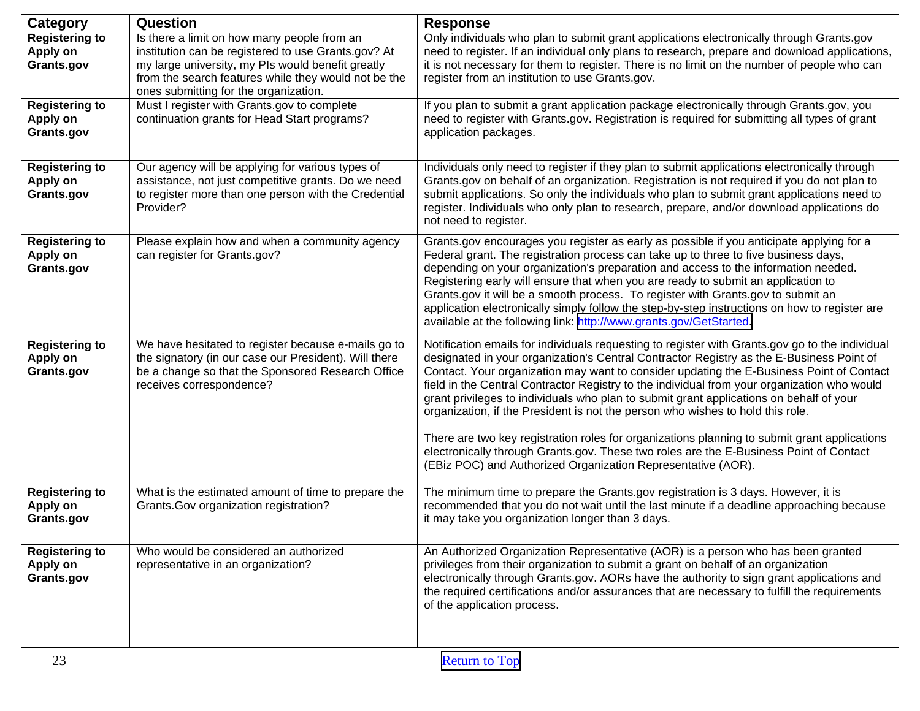| Category | Question | Response |
|---|---|---|
| **Registering to Apply on Grants.gov** | Is there a limit on how many people from an institution can be registered to use Grants.gov? At my large university, my PIs would benefit greatly from the search features while they would not be the ones submitting for the organization. | Only individuals who plan to submit grant applications electronically through Grants.gov need to register. If an individual only plans to research, prepare and download applications, it is not necessary for them to register. There is no limit on the number of people who can register from an institution to use Grants.gov. |
| **Registering to Apply on Grants.gov** | Must I register with Grants.gov to complete continuation grants for Head Start programs? | If you plan to submit a grant application package electronically through Grants.gov, you need to register with Grants.gov. Registration is required for submitting all types of grant application packages. |
| **Registering to Apply on Grants.gov** | Our agency will be applying for various types of assistance, not just competitive grants. Do we need to register more than one person with the Credential Provider? | Individuals only need to register if they plan to submit applications electronically through Grants.gov on behalf of an organization. Registration is not required if you do not plan to submit applications. So only the individuals who plan to submit grant applications need to register. Individuals who only plan to research, prepare, and/or download applications do not need to register. |
| **Registering to Apply on Grants.gov** | Please explain how and when a community agency can register for Grants.gov? | Grants.gov encourages you register as early as possible if you anticipate applying for a Federal grant. The registration process can take up to three to five business days, depending on your organization's preparation and access to the information needed. Registering early will ensure that when you are ready to submit an application to Grants.gov it will be a smooth process. To register with Grants.gov to submit an application electronically simply follow the step-by-step instructions on how to register are available at the following link: http://www.grants.gov/GetStarted. |
| **Registering to Apply on Grants.gov** | We have hesitated to register because e-mails go to the signatory (in our case our President). Will there be a change so that the Sponsored Research Office receives correspondence? | Notification emails for individuals requesting to register with Grants.gov go to the individual designated in your organization's Central Contractor Registry as the E-Business Point of Contact. Your organization may want to consider updating the E-Business Point of Contact field in the Central Contractor Registry to the individual from your organization who would grant privileges to individuals who plan to submit grant applications on behalf of your organization, if the President is not the person who wishes to hold this role.<br><br>There are two key registration roles for organizations planning to submit grant applications electronically through Grants.gov. These two roles are the E-Business Point of Contact (EBiz POC) and Authorized Organization Representative (AOR). |
| **Registering to Apply on Grants.gov** | What is the estimated amount of time to prepare the Grants.Gov organization registration? | The minimum time to prepare the Grants.gov registration is 3 days. However, it is recommended that you do not wait until the last minute if a deadline approaching because it may take you organization longer than 3 days. |
| **Registering to Apply on Grants.gov** | Who would be considered an authorized representative in an organization? | An Authorized Organization Representative (AOR) is a person who has been granted privileges from their organization to submit a grant on behalf of an organization electronically through Grants.gov. AORs have the authority to sign grant applications and the required certifications and/or assurances that are necessary to fulfill the requirements of the application process. |

Return to Top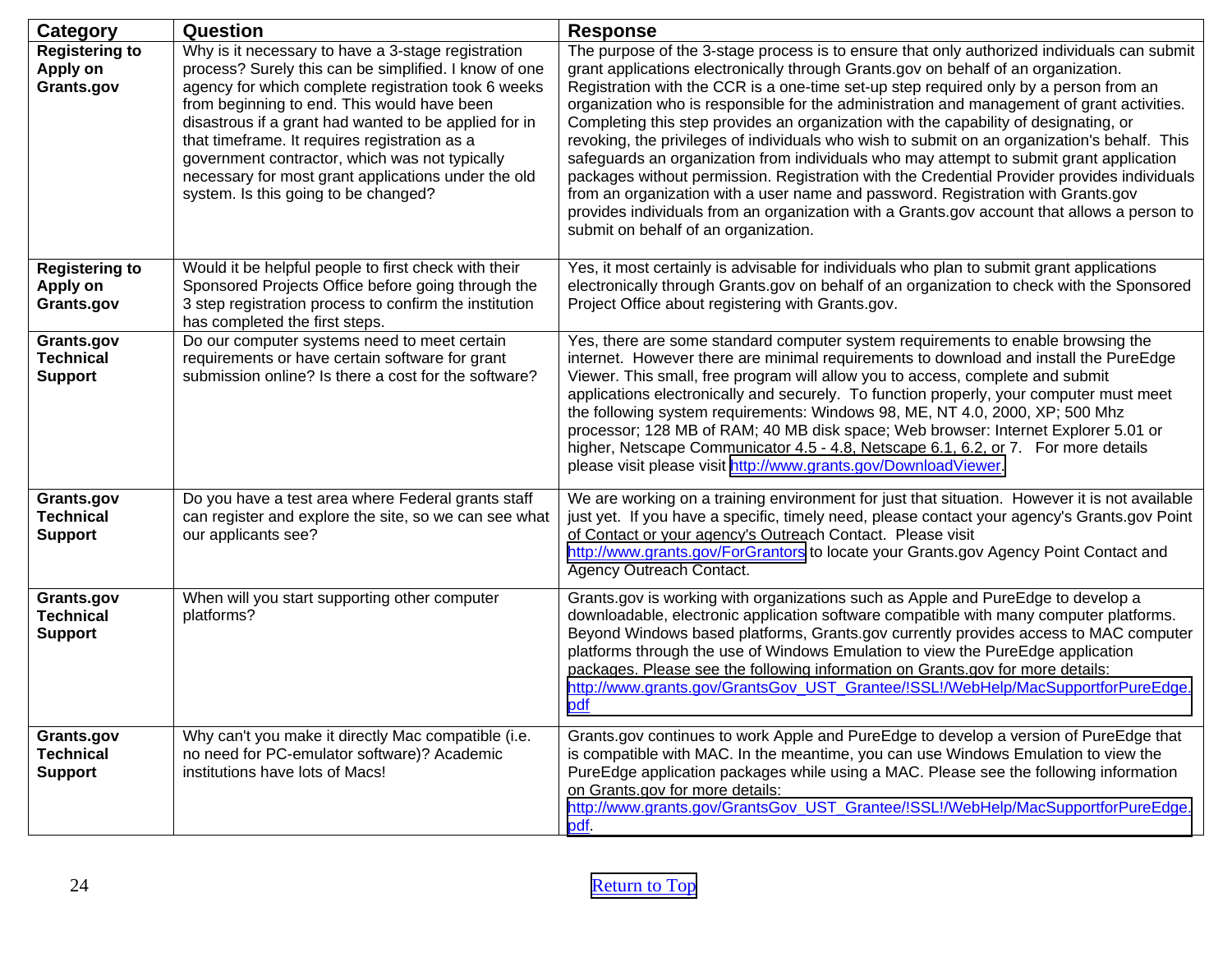| Category | Question | Response |
|---|---|---|
| **Registering to Apply on Grants.gov** | Why is it necessary to have a 3-stage registration process? Surely this can be simplified. I know of one agency for which complete registration took 6 weeks from beginning to end. This would have been disastrous if a grant had wanted to be applied for in that timeframe. It requires registration as a government contractor, which was not typically necessary for most grant applications under the old system. Is this going to be changed? | The purpose of the 3-stage process is to ensure that only authorized individuals can submit grant applications electronically through Grants.gov on behalf of an organization. Registration with the CCR is a one-time set-up step required only by a person from an organization who is responsible for the administration and management of grant activities. Completing this step provides an organization with the capability of designating, or revoking, the privileges of individuals who wish to submit on an organization's behalf. This safeguards an organization from individuals who may attempt to submit grant application packages without permission. Registration with the Credential Provider provides individuals from an organization with a user name and password. Registration with Grants.gov provides individuals from an organization with a Grants.gov account that allows a person to submit on behalf of an organization. |
| **Registering to Apply on Grants.gov** | Would it be helpful people to first check with their Sponsored Projects Office before going through the 3 step registration process to confirm the institution has completed the first steps. | Yes, it most certainly is advisable for individuals who plan to submit grant applications electronically through Grants.gov on behalf of an organization to check with the Sponsored Project Office about registering with Grants.gov. |
| **Grants.gov Technical Support** | Do our computer systems need to meet certain requirements or have certain software for grant submission online? Is there a cost for the software? | Yes, there are some standard computer system requirements to enable browsing the internet. However there are minimal requirements to download and install the PureEdge Viewer. This small, free program will allow you to access, complete and submit applications electronically and securely. To function properly, your computer must meet the following system requirements: Windows 98, ME, NT 4.0, 2000, XP; 500 Mhz processor; 128 MB of RAM; 40 MB disk space; Web browser: Internet Explorer 5.01 or higher, Netscape Communicator 4.5 - 4.8, Netscape 6.1, 6.2, or 7. For more details please visit please visit http://www.grants.gov/DownloadViewer. |
| **Grants.gov Technical Support** | Do you have a test area where Federal grants staff can register and explore the site, so we can see what our applicants see? | We are working on a training environment for just that situation. However it is not available just yet. If you have a specific, timely need, please contact your agency's Grants.gov Point of Contact or your agency's Outreach Contact. Please visit http://www.grants.gov/ForGrantors to locate your Grants.gov Agency Point Contact and Agency Outreach Contact. |
| **Grants.gov Technical Support** | When will you start supporting other computer platforms? | Grants.gov is working with organizations such as Apple and PureEdge to develop a downloadable, electronic application software compatible with many computer platforms. Beyond Windows based platforms, Grants.gov currently provides access to MAC computer platforms through the use of Windows Emulation to view the PureEdge application packages. Please see the following information on Grants.gov for more details: http://www.grants.gov/GrantsGov_UST_Grantee/!SSL!/WebHelp/MacSupportforPureEdge.pdf |
| **Grants.gov Technical Support** | Why can't you make it directly Mac compatible (i.e. no need for PC-emulator software)? Academic institutions have lots of Macs! | Grants.gov continues to work Apple and PureEdge to develop a version of PureEdge that is compatible with MAC. In the meantime, you can use Windows Emulation to view the PureEdge application packages while using a MAC. Please see the following information on Grants.gov for more details: http://www.grants.gov/GrantsGov_UST_Grantee/!SSL!/WebHelp/MacSupportforPureEdge.pdf. |

Return to Top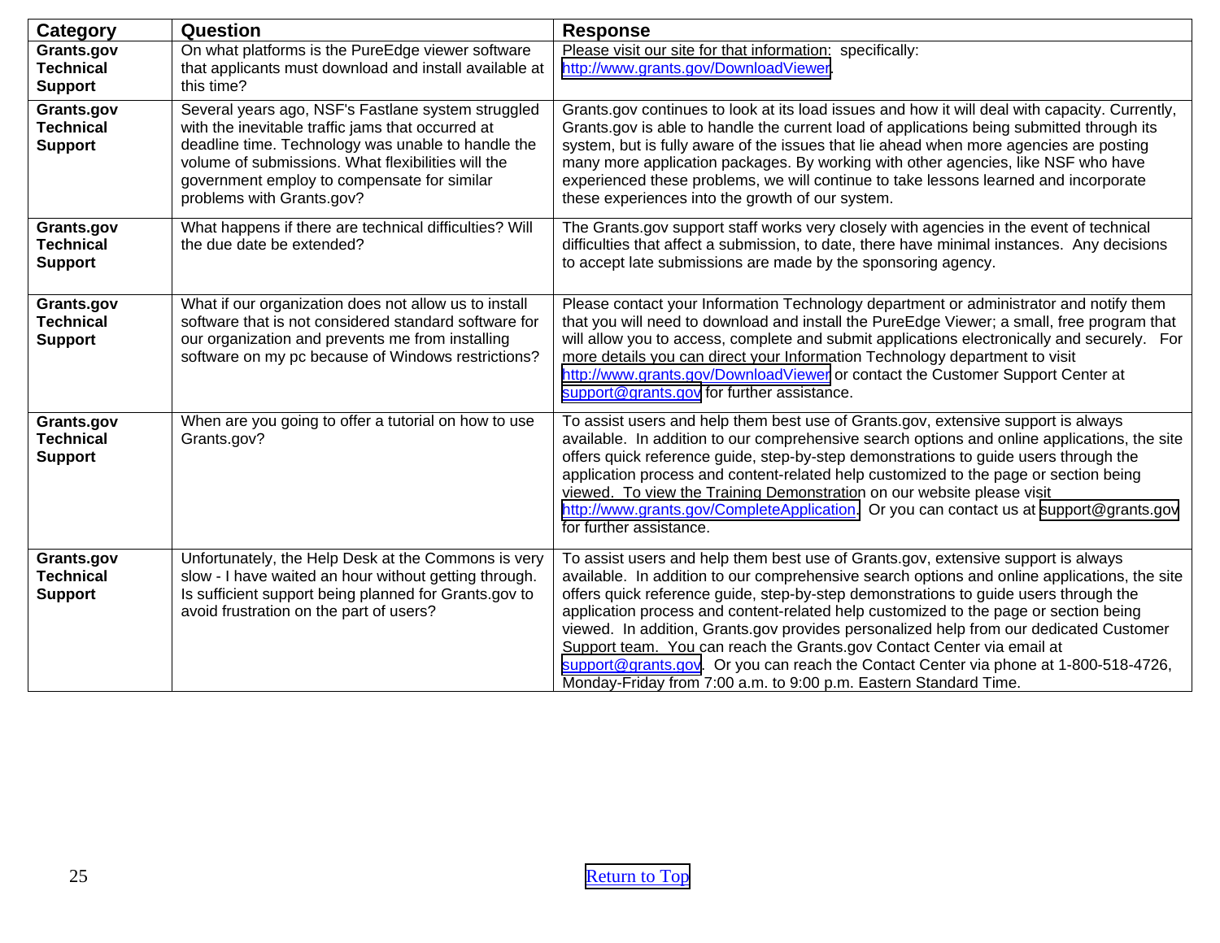| Category | Question | Response |
| --- | --- | --- |
| **Grants.gov Technical Support** | On what platforms is the PureEdge viewer software that applicants must download and install available at this time? | Please visit our site for that information: specifically: http://www.grants.gov/DownloadViewer. |
| **Grants.gov Technical Support** | Several years ago, NSF's Fastlane system struggled with the inevitable traffic jams that occurred at deadline time. Technology was unable to handle the volume of submissions. What flexibilities will the government employ to compensate for similar problems with Grants.gov? | Grants.gov continues to look at its load issues and how it will deal with capacity. Currently, Grants.gov is able to handle the current load of applications being submitted through its system, but is fully aware of the issues that lie ahead when more agencies are posting many more application packages. By working with other agencies, like NSF who have experienced these problems, we will continue to take lessons learned and incorporate these experiences into the growth of our system. |
| **Grants.gov Technical Support** | What happens if there are technical difficulties? Will the due date be extended? | The Grants.gov support staff works very closely with agencies in the event of technical difficulties that affect a submission, to date, there have minimal instances. Any decisions to accept late submissions are made by the sponsoring agency. |
| **Grants.gov Technical Support** | What if our organization does not allow us to install software that is not considered standard software for our organization and prevents me from installing software on my pc because of Windows restrictions? | Please contact your Information Technology department or administrator and notify them that you will need to download and install the PureEdge Viewer; a small, free program that will allow you to access, complete and submit applications electronically and securely. For more details you can direct your Information Technology department to visit http://www.grants.gov/DownloadViewer or contact the Customer Support Center at support@grants.gov for further assistance. |
| **Grants.gov Technical Support** | When are you going to offer a tutorial on how to use Grants.gov? | To assist users and help them best use of Grants.gov, extensive support is always available. In addition to our comprehensive search options and online applications, the site offers quick reference guide, step-by-step demonstrations to guide users through the application process and content-related help customized to the page or section being viewed. To view the Training Demonstration on our website please visit http://www.grants.gov/CompleteApplication. Or you can contact us at support@grants.gov for further assistance. |
| **Grants.gov Technical Support** | Unfortunately, the Help Desk at the Commons is very slow - I have waited an hour without getting through. Is sufficient support being planned for Grants.gov to avoid frustration on the part of users? | To assist users and help them best use of Grants.gov, extensive support is always available. In addition to our comprehensive search options and online applications, the site offers quick reference guide, step-by-step demonstrations to guide users through the application process and content-related help customized to the page or section being viewed. In addition, Grants.gov provides personalized help from our dedicated Customer Support team. You can reach the Grants.gov Contact Center via email at support@grants.gov. Or you can reach the Contact Center via phone at 1-800-518-4726, Monday-Friday from 7:00 a.m. to 9:00 p.m. Eastern Standard Time. |

Return to Top